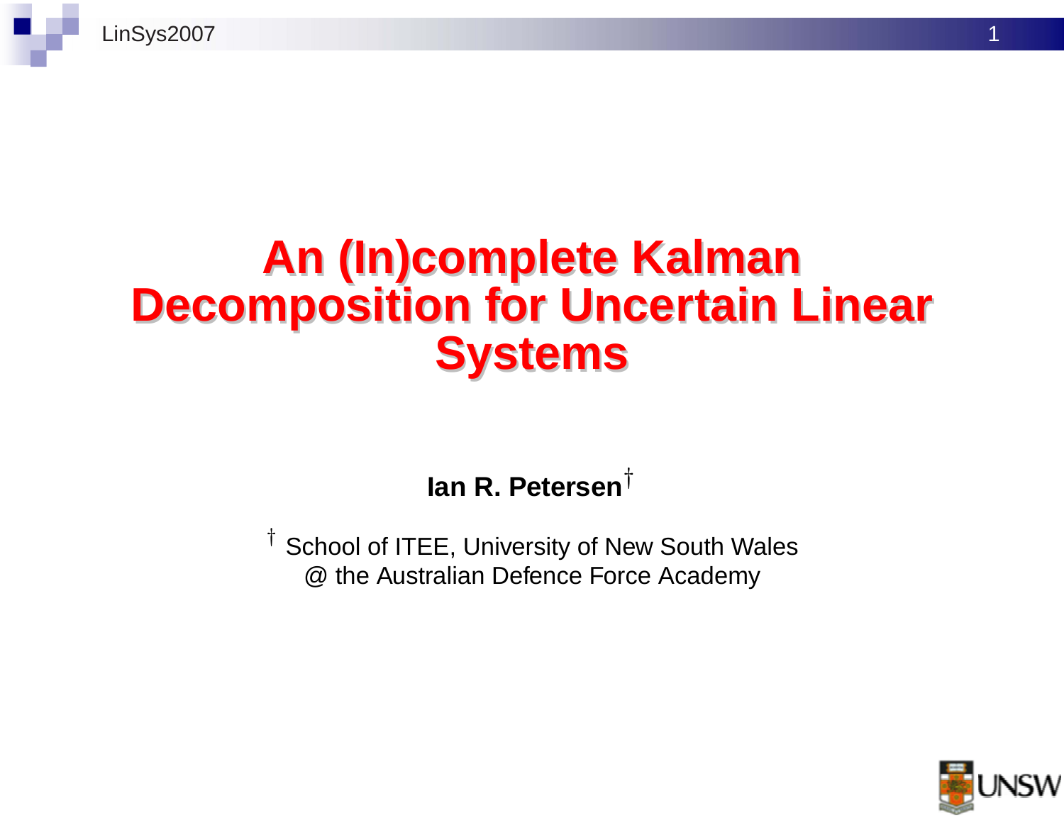# An (In)complete Kalman Decomposition for Uncertain Linear Systems

**Ian R. Petersen**[†]

[†] School of ITEE, University of New South Wales
@ the Australian Defence Force Academy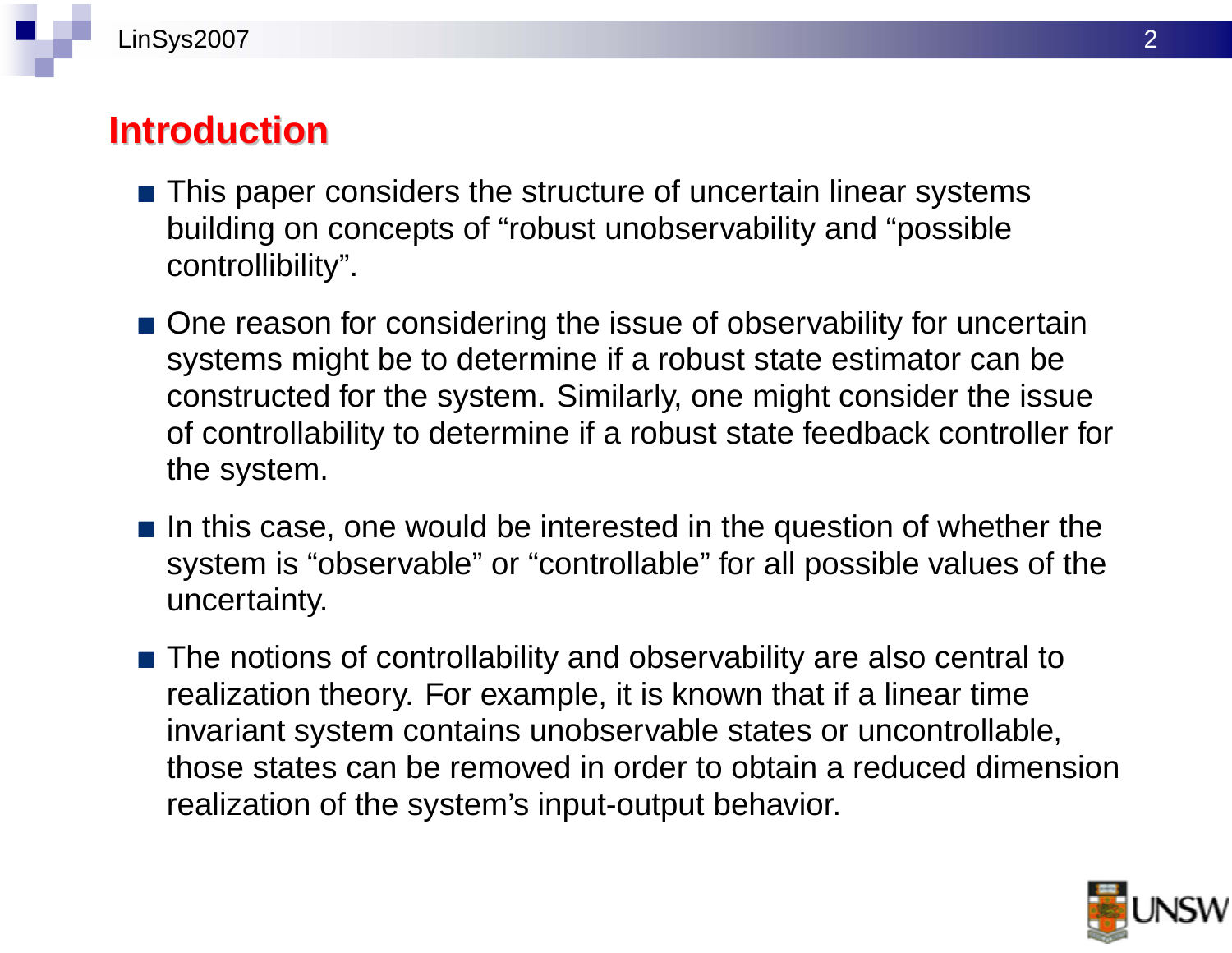## Introduction

- This paper considers the structure of uncertain linear systems building on concepts of “robust unobservability and “possible controllibility”.
- One reason for considering the issue of observability for uncertain systems might be to determine if a robust state estimator can be constructed for the system. Similarly, one might consider the issue of controllability to determine if a robust state feedback controller for the system.
- In this case, one would be interested in the question of whether the system is “observable” or “controllable” for all possible values of the uncertainty.
- The notions of controllability and observability are also central to realization theory. For example, it is known that if a linear time invariant system contains unobservable states or uncontrollable, those states can be removed in order to obtain a reduced dimension realization of the system’s input-output behavior.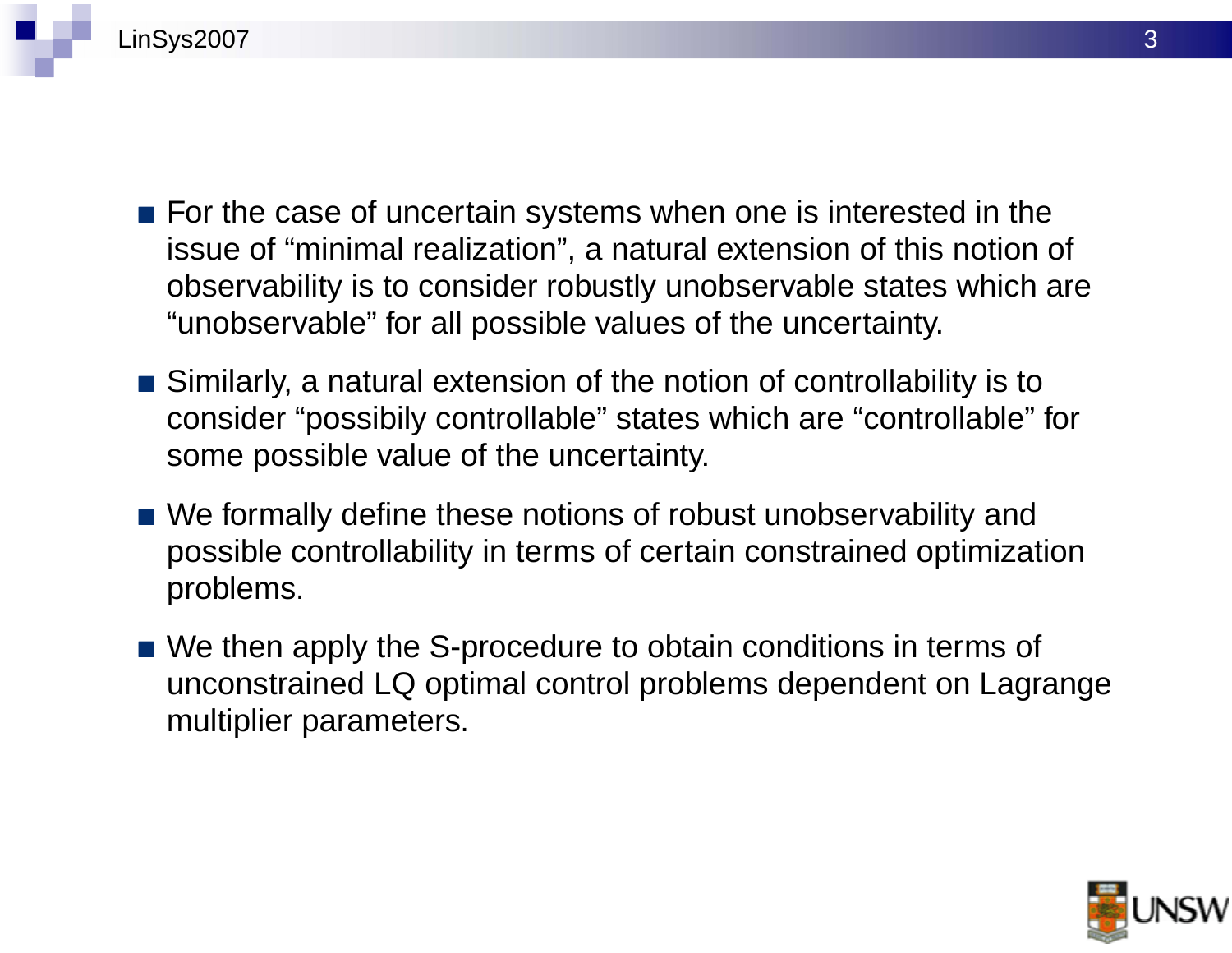- For the case of uncertain systems when one is interested in the issue of “minimal realization”, a natural extension of this notion of observability is to consider robustly unobservable states which are “unobservable” for all possible values of the uncertainty.
- Similarly, a natural extension of the notion of controllability is to consider “possibily controllable” states which are “controllable” for some possible value of the uncertainty.
- We formally define these notions of robust unobservability and possible controllability in terms of certain constrained optimization problems.
- We then apply the S-procedure to obtain conditions in terms of unconstrained LQ optimal control problems dependent on Lagrange multiplier parameters.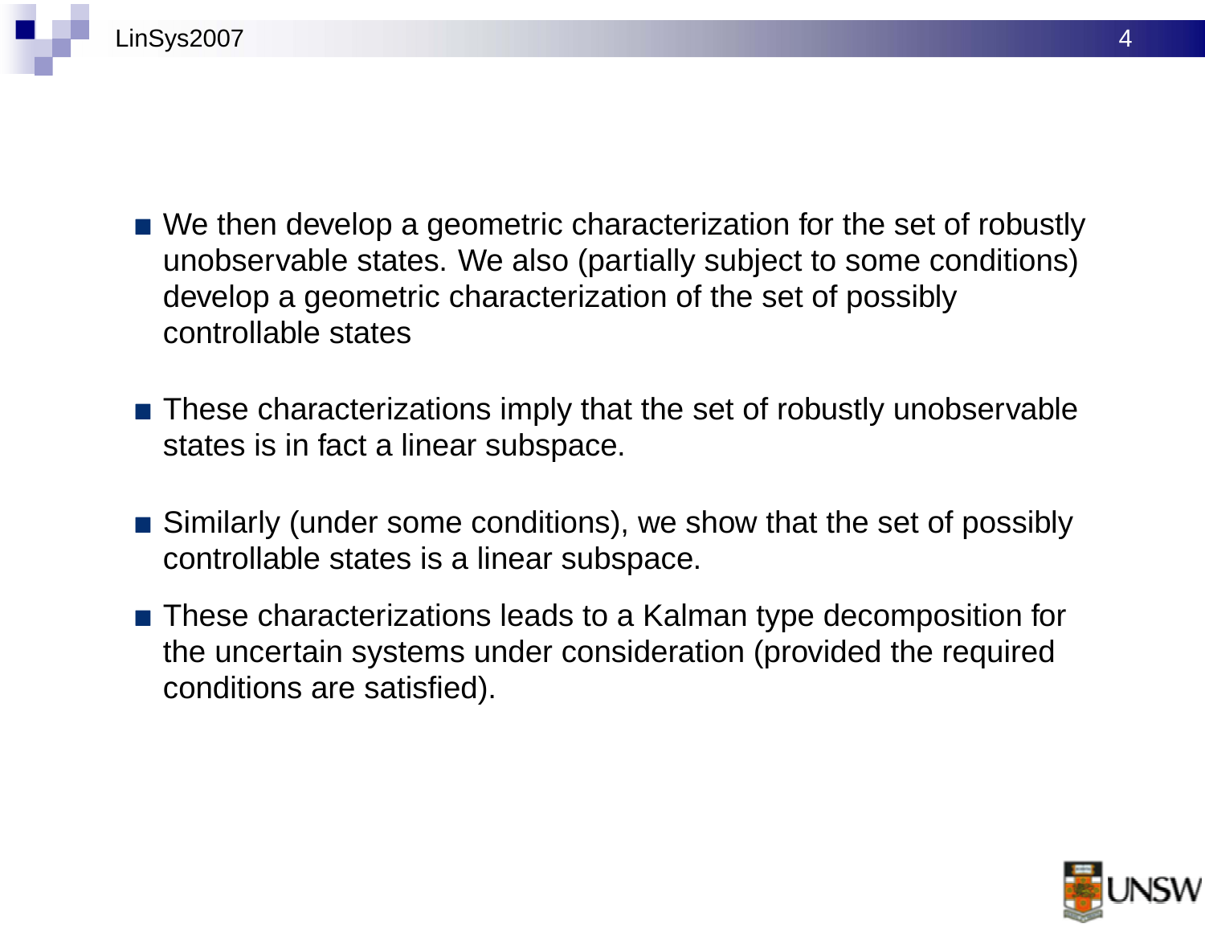- We then develop a geometric characterization for the set of robustly unobservable states. We also (partially subject to some conditions) develop a geometric characterization of the set of possibly controllable states

- These characterizations imply that the set of robustly unobservable states is in fact a linear subspace.

- Similarly (under some conditions), we show that the set of possibly controllable states is a linear subspace.

- These characterizations leads to a Kalman type decomposition for the uncertain systems under consideration (provided the required conditions are satisfied).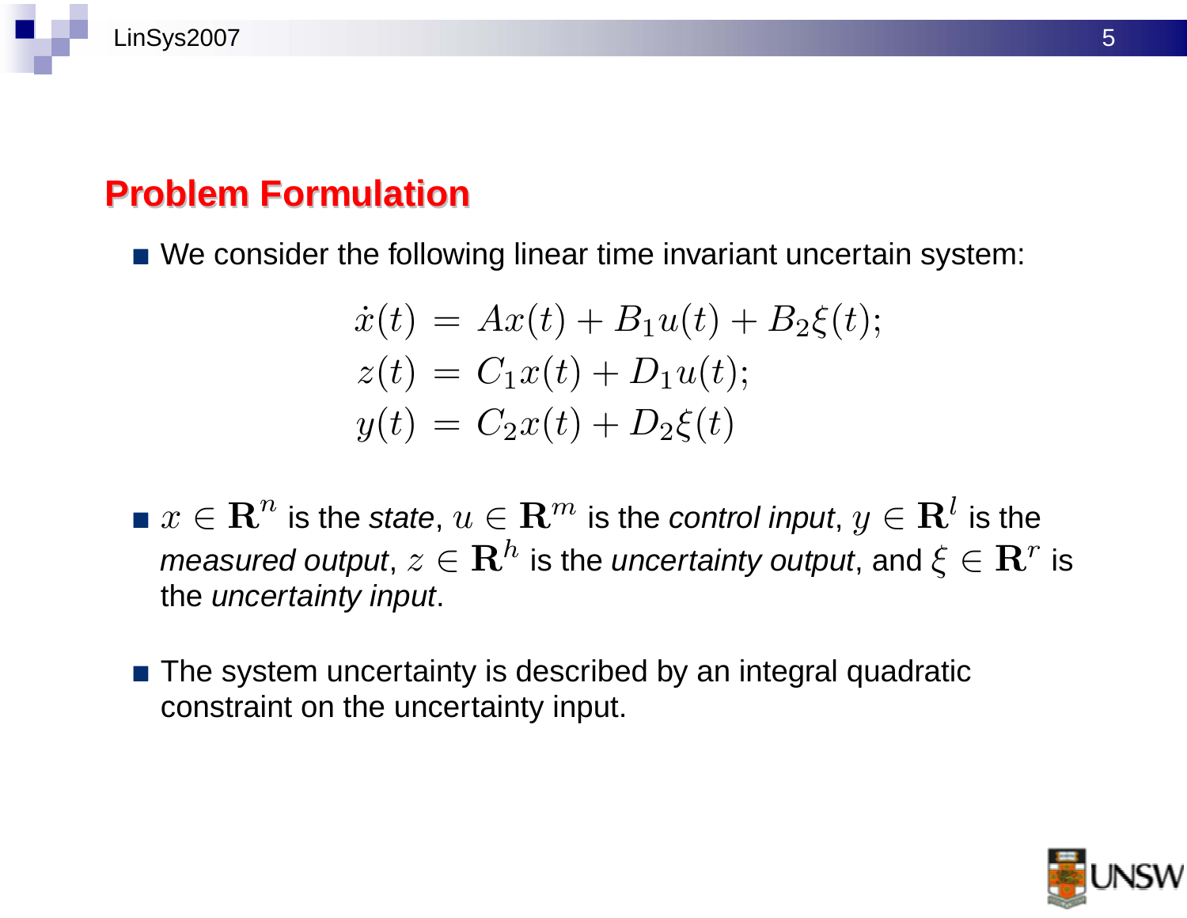## Problem Formulation

- We consider the following linear time invariant uncertain system:

$$
\begin{aligned}
\dot{x}(t) &= Ax(t) + B_1 u(t) + B_2 \xi(t); \\
z(t) &= C_1 x(t) + D_1 u(t); \\
y(t) &= C_2 x(t) + D_2 \xi(t)
\end{aligned}
$$

- $x \in \mathbf{R}^n$ is the *state*, $u \in \mathbf{R}^m$ is the *control input*, $y \in \mathbf{R}^l$ is the *measured output*, $z \in \mathbf{R}^h$ is the *uncertainty output*, and $\xi \in \mathbf{R}^r$ is the *uncertainty input*.

- The system uncertainty is described by an integral quadratic constraint on the uncertainty input.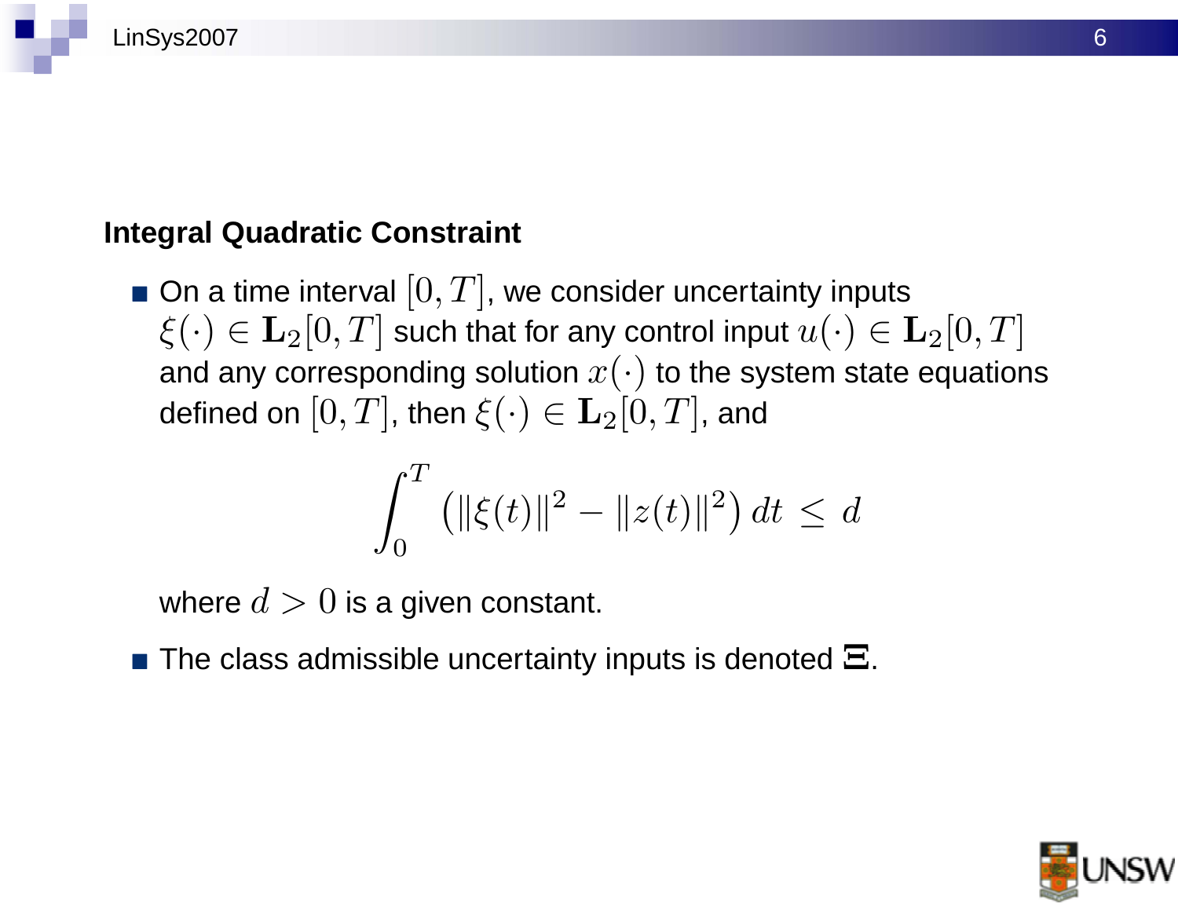### Integral Quadratic Constraint

- On a time interval $[0, T]$, we consider uncertainty inputs $\xi(\cdot) \in \mathbf{L}_2[0, T]$ such that for any control input $u(\cdot) \in \mathbf{L}_2[0, T]$ and any corresponding solution $x(\cdot)$ to the system state equations defined on $[0, T]$, then $\xi(\cdot) \in \mathbf{L}_2[0, T]$, and

$$\int_0^T \left( \|\xi(t)\|^2 - \|z(t)\|^2 \right) dt \leq d$$

  where $d > 0$ is a given constant.

- The class admissible uncertainty inputs is denoted $\mathbf{\Xi}$.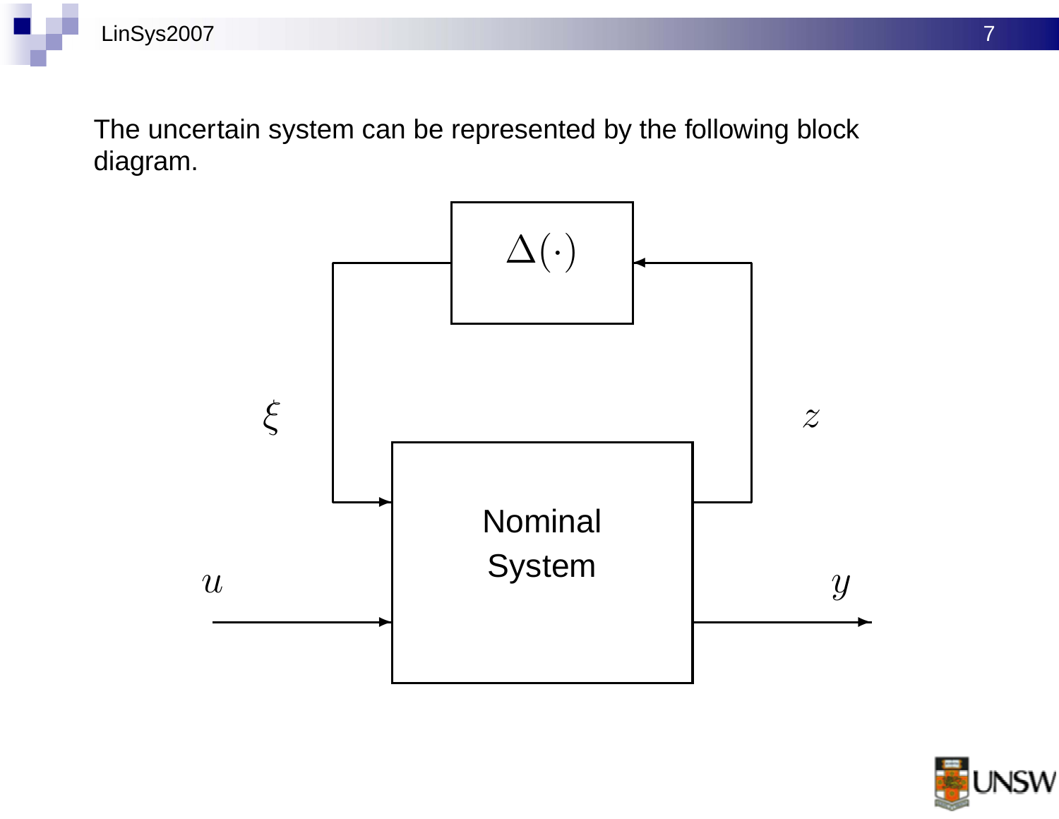The uncertain system can be represented by the following block diagram.

$\Delta(\cdot)$

$\xi$

$z$

Nominal System

$u$

$y$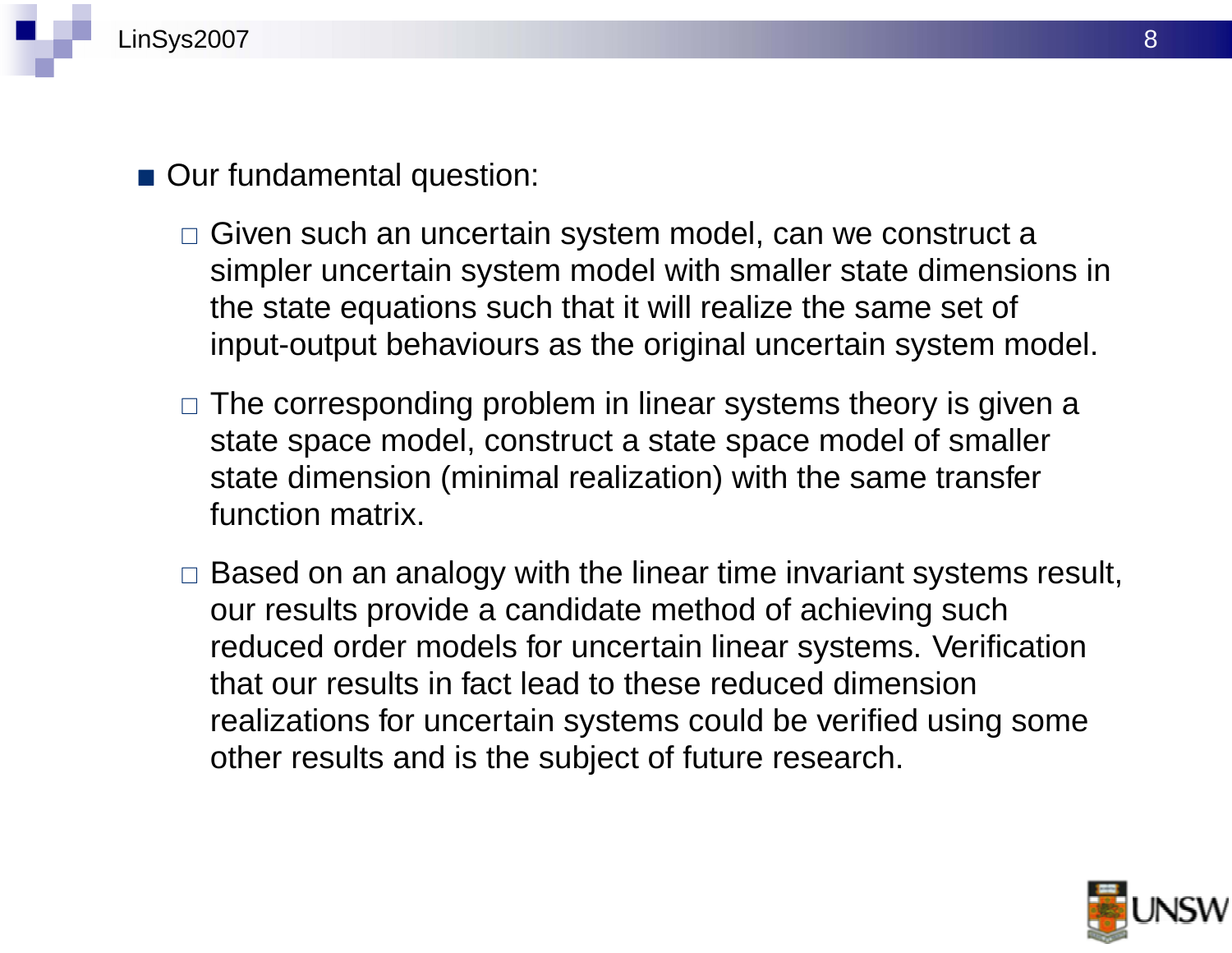- Our fundamental question:
  - Given such an uncertain system model, can we construct a simpler uncertain system model with smaller state dimensions in the state equations such that it will realize the same set of input-output behaviours as the original uncertain system model.
  - The corresponding problem in linear systems theory is given a state space model, construct a state space model of smaller state dimension (minimal realization) with the same transfer function matrix.
  - Based on an analogy with the linear time invariant systems result, our results provide a candidate method of achieving such reduced order models for uncertain linear systems. Verification that our results in fact lead to these reduced dimension realizations for uncertain systems could be verified using some other results and is the subject of future research.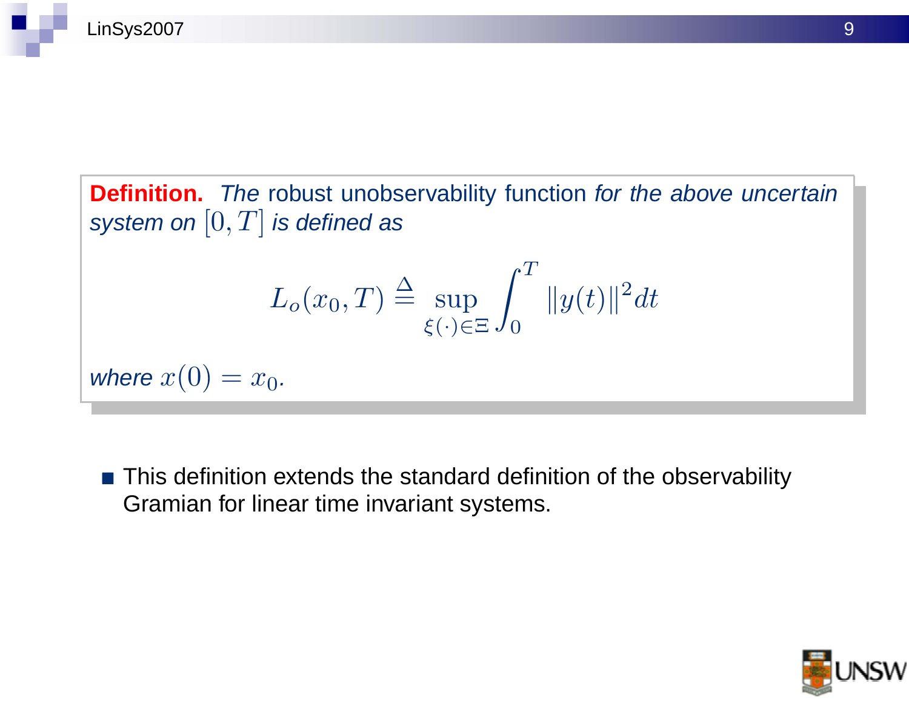**Definition.** *The* robust unobservability function *for the above uncertain system on* $[0, T]$ *is defined as*

$$L_o(x_0, T) \triangleq \sup_{\xi(\cdot)\in\Xi} \int_0^T \|y(t)\|^2 dt$$

*where* $x(0) = x_0$.

- This definition extends the standard definition of the observability Gramian for linear time invariant systems.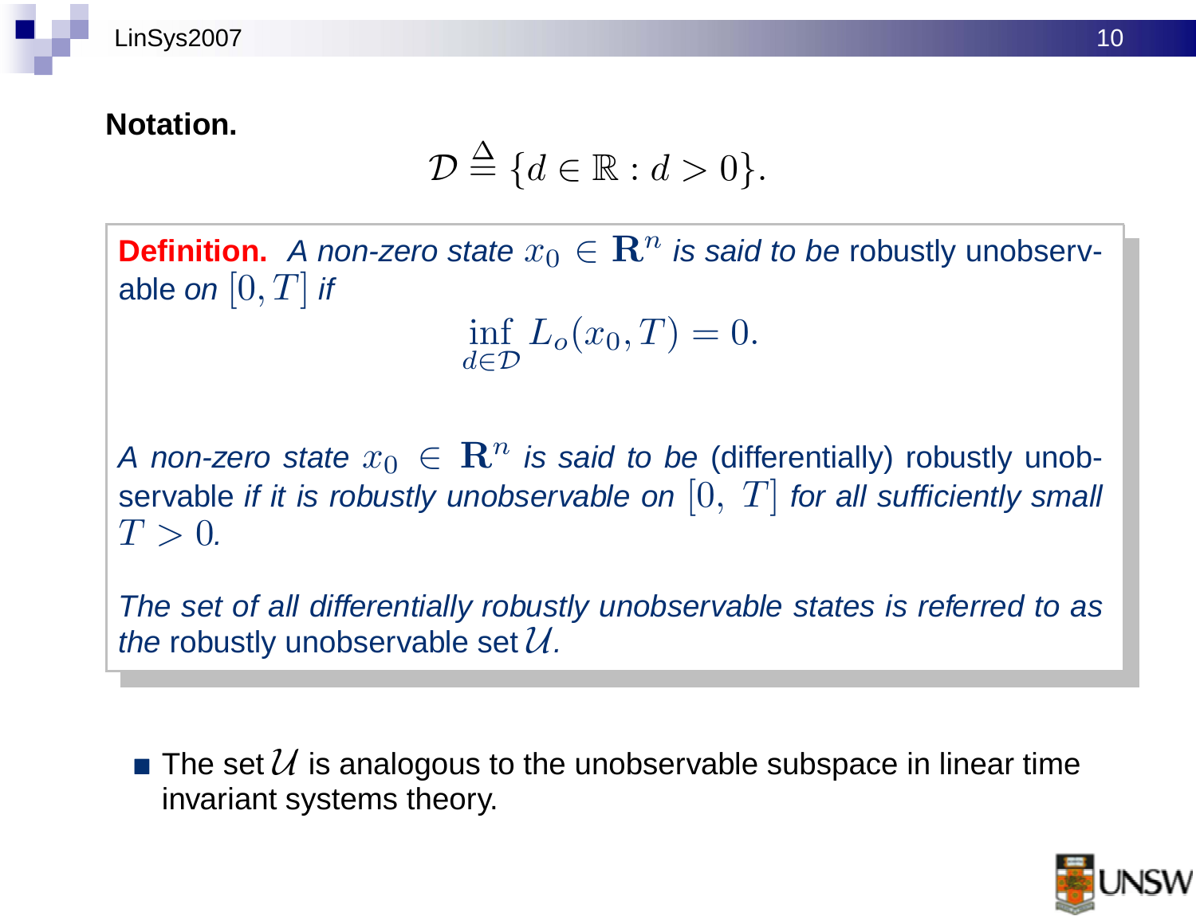**Notation.**

$$\mathcal{D} \triangleq \{d \in \mathbb{R} : d > 0\}.$$

**Definition.** *A non-zero state* $x_0 \in \mathbf{R}^n$ *is said to be* robustly unobservable *on* $[0, T]$ *if*

$$\inf_{d \in \mathcal{D}} L_o(x_0, T) = 0.$$

*A non-zero state* $x_0 \in \mathbf{R}^n$ *is said to be* (differentially) robustly unobservable *if it is robustly unobservable on* $[0, T]$ *for all sufficiently small* $T > 0$.

*The set of all differentially robustly unobservable states is referred to as the* robustly unobservable set $\mathcal{U}$.

- The set $\mathcal{U}$ is analogous to the unobservable subspace in linear time invariant systems theory.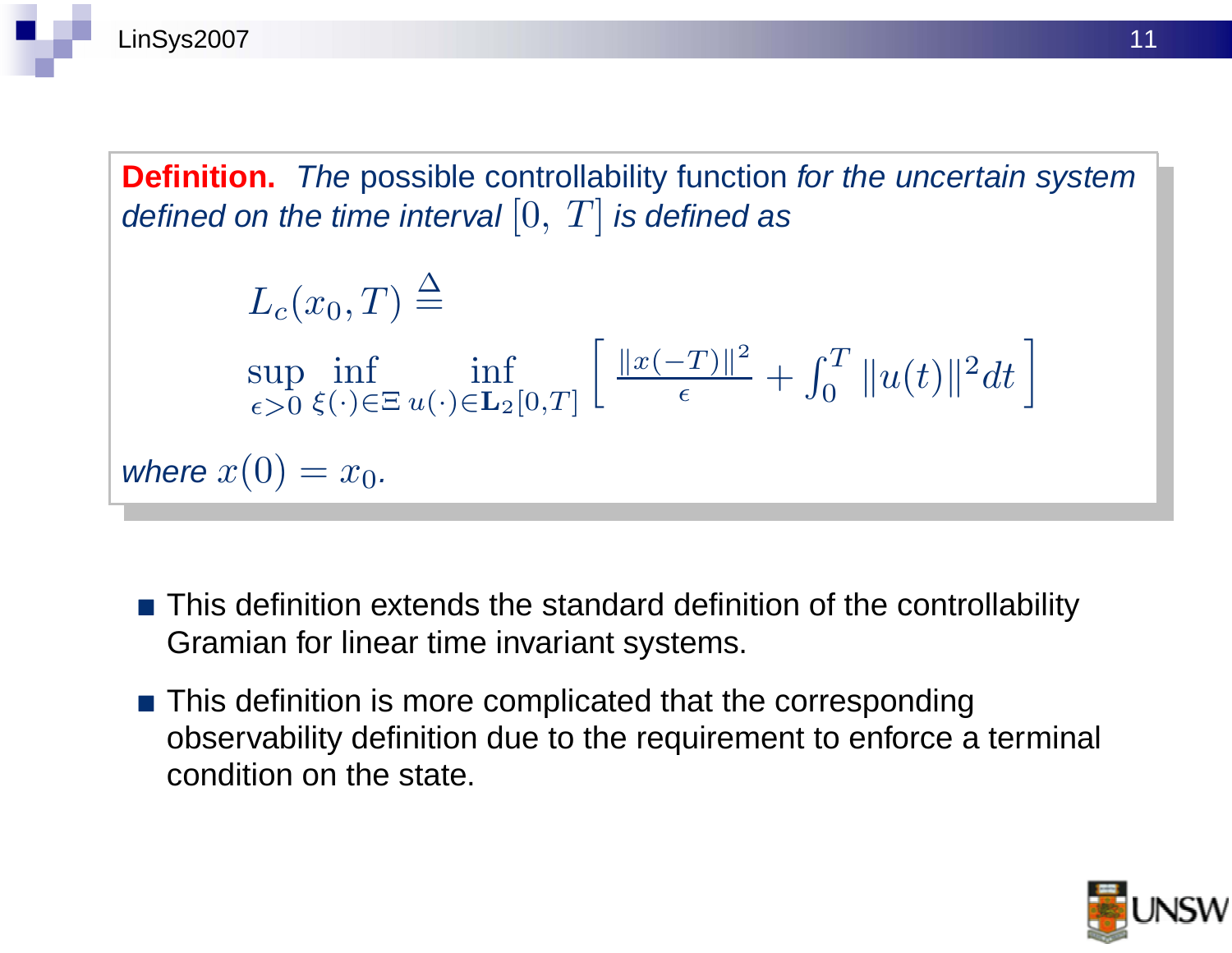**Definition.** *The* possible controllability function *for the uncertain system defined on the time interval* $[0,\ T]$ *is defined as*

$$L_c(x_0, T) \triangleq$$

$$\sup_{\epsilon > 0} \inf_{\xi(\cdot) \in \Xi} \inf_{u(\cdot) \in \mathbf{L}_2[0,T]} \left[ \frac{\|x(-T)\|^2}{\epsilon} + \int_0^T \|u(t)\|^2 dt \right]$$

*where* $x(0) = x_0$.

- This definition extends the standard definition of the controllability Gramian for linear time invariant systems.
- This definition is more complicated that the corresponding observability definition due to the requirement to enforce a terminal condition on the state.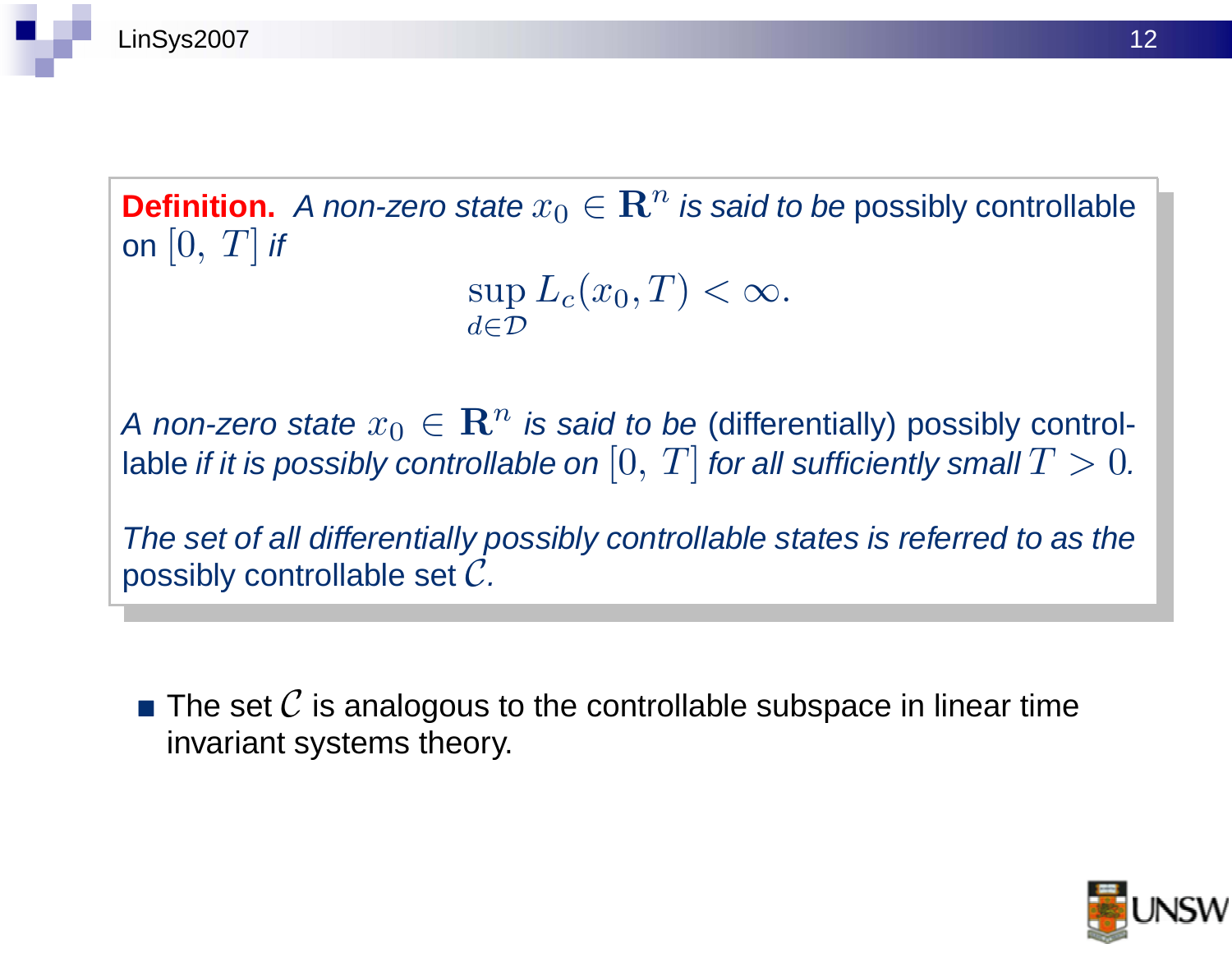**Definition.** *A non-zero state $x_0 \in \mathbf{R}^n$ is said to be* possibly controllable on $[0,\ T]$ *if*

$$\sup_{d \in \mathcal{D}} L_c(x_0, T) < \infty.$$

*A non-zero state $x_0 \in \mathbf{R}^n$ is said to be* (differentially) possibly controllable *if it is possibly controllable on $[0,\ T]$ for all sufficiently small $T > 0$.*

*The set of all differentially possibly controllable states is referred to as the* possibly controllable set $\mathcal{C}$.

- The set $\mathcal{C}$ is analogous to the controllable subspace in linear time invariant systems theory.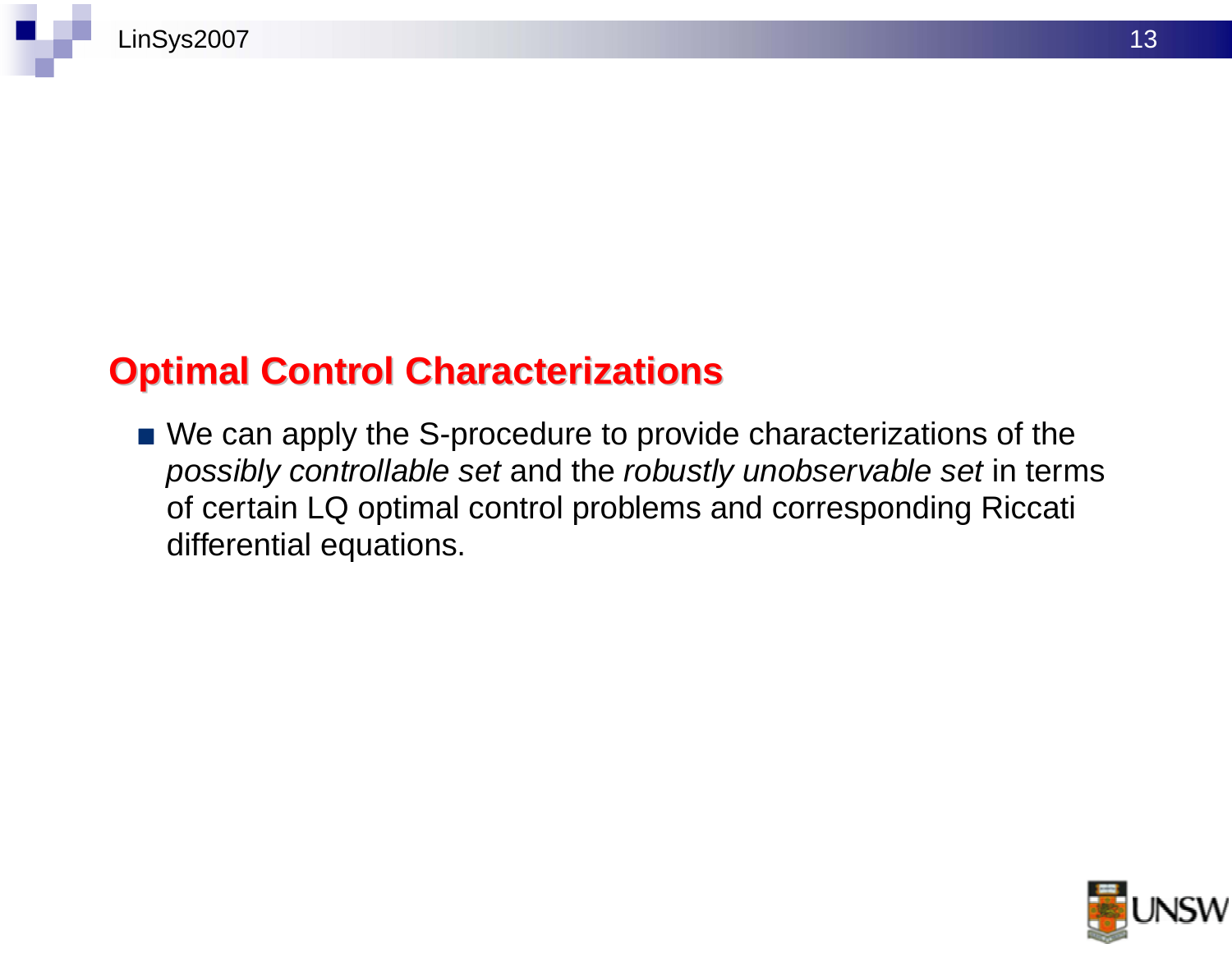## Optimal Control Characterizations

- We can apply the S-procedure to provide characterizations of the *possibly controllable set* and the *robustly unobservable set* in terms of certain LQ optimal control problems and corresponding Riccati differential equations.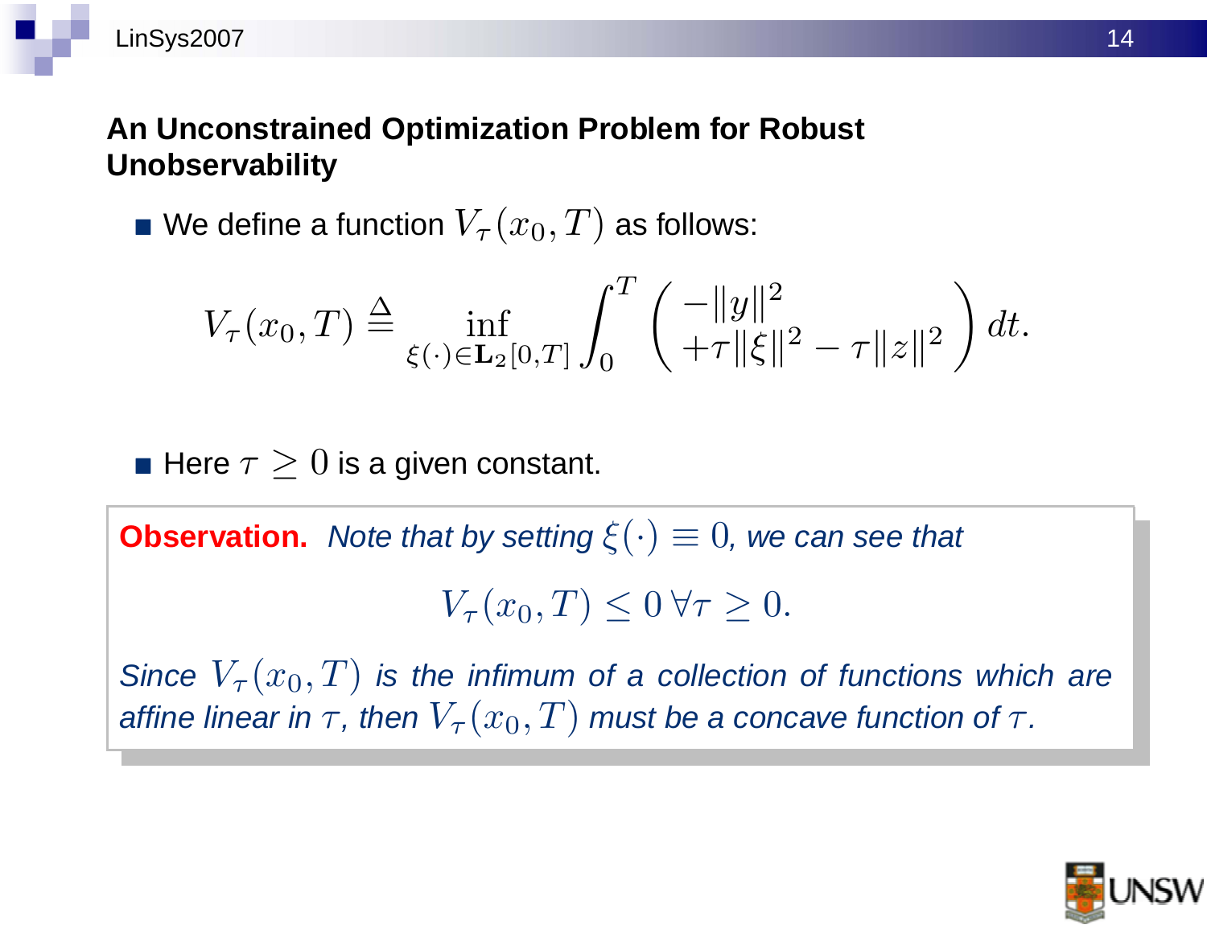## An Unconstrained Optimization Problem for Robust Unobservability

- We define a function $V_\tau(x_0, T)$ as follows:

$$V_\tau(x_0, T) \triangleq \inf_{\xi(\cdot) \in \mathbf{L}_2[0,T]} \int_0^T \begin{pmatrix} -\|y\|^2 \\ +\tau\|\xi\|^2 - \tau\|z\|^2 \end{pmatrix} dt.$$

- Here $\tau \geq 0$ is a given constant.

**Observation.** *Note that by setting $\xi(\cdot) \equiv 0$, we can see that*

$$V_\tau(x_0, T) \leq 0 \, \forall \tau \geq 0.$$

*Since $V_\tau(x_0, T)$ is the infimum of a collection of functions which are affine linear in $\tau$, then $V_\tau(x_0, T)$ must be a concave function of $\tau$.*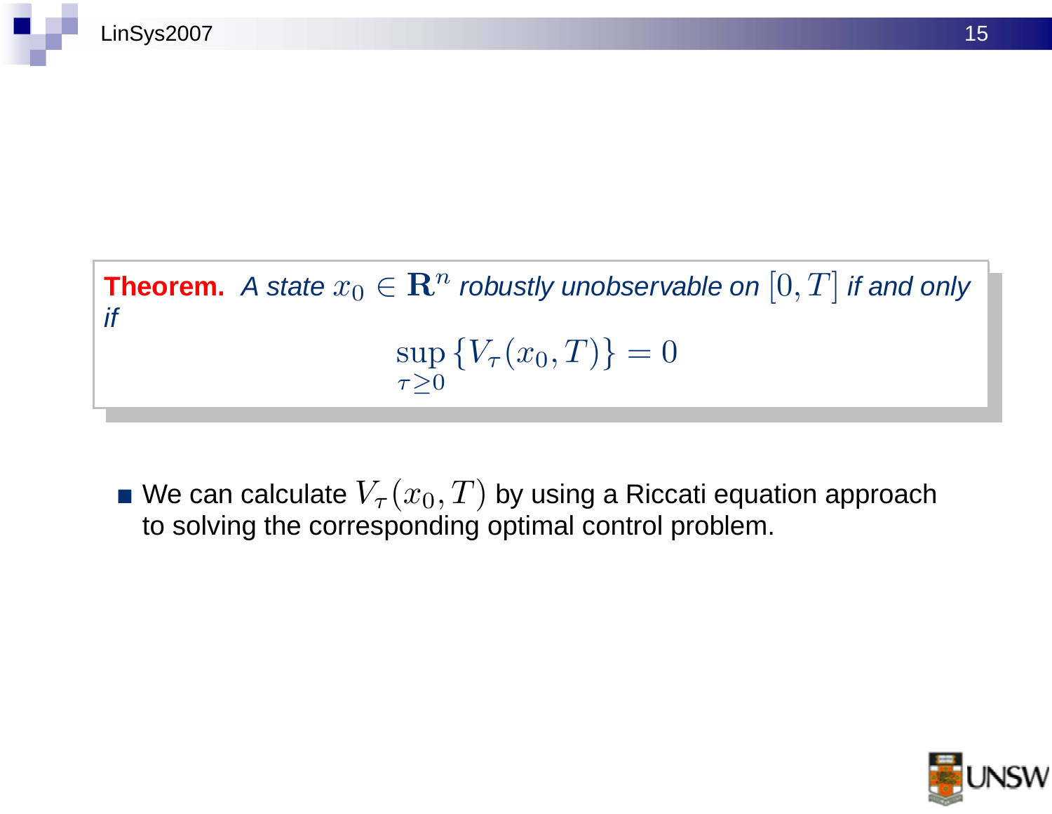**Theorem.** *A state $x_0 \in \mathbf{R}^n$ robustly unobservable on $[0, T]$ if and only if*

$$\sup_{\tau \geq 0} \{V_\tau(x_0, T)\} = 0$$

- We can calculate $V_\tau(x_0, T)$ by using a Riccati equation approach to solving the corresponding optimal control problem.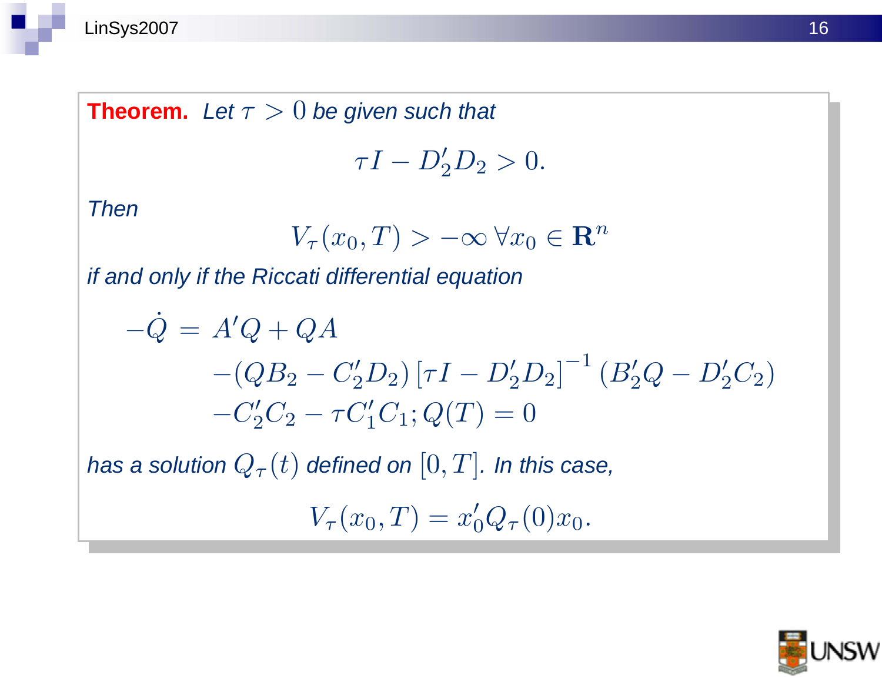**Theorem.** *Let $\tau > 0$ be given such that*

$$\tau I - D_2' D_2 > 0.$$

*Then*

$$V_\tau(x_0, T) > -\infty \; \forall x_0 \in \mathbf{R}^n$$

*if and only if the Riccati differential equation*

$$\begin{aligned}
-\dot{Q} \; = \; & A'Q + QA \\
& -(QB_2 - C_2' D_2) \left[\tau I - D_2' D_2\right]^{-1} (B_2' Q - D_2' C_2) \\
& -C_2' C_2 - \tau C_1' C_1; Q(T) = 0
\end{aligned}$$

*has a solution $Q_\tau(t)$ defined on $[0, T]$. In this case,*

$$V_\tau(x_0, T) = x_0' Q_\tau(0) x_0.$$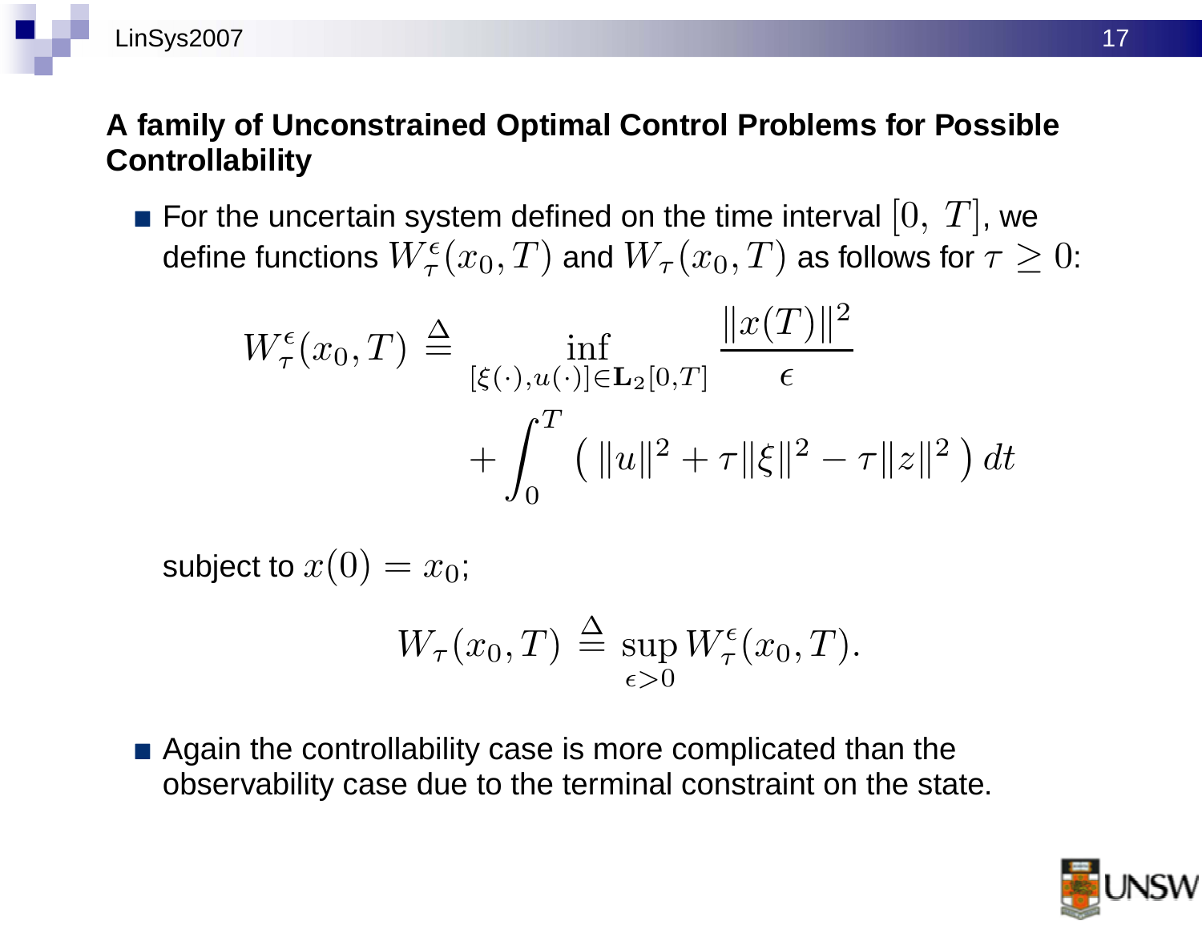## A family of Unconstrained Optimal Control Problems for Possible Controllability

- For the uncertain system defined on the time interval $[0,\ T]$, we define functions $W_\tau^\epsilon(x_0, T)$ and $W_\tau(x_0, T)$ as follows for $\tau \geq 0$:

$$W_\tau^\epsilon(x_0, T) \triangleq \inf_{[\xi(\cdot), u(\cdot)] \in \mathbf{L}_2[0,T]} \frac{\|x(T)\|^2}{\epsilon} + \int_0^T \left( \|u\|^2 + \tau\|\xi\|^2 - \tau\|z\|^2 \right) dt$$

subject to $x(0) = x_0$;

$$W_\tau(x_0, T) \triangleq \sup_{\epsilon > 0} W_\tau^\epsilon(x_0, T).$$

- Again the controllability case is more complicated than the observability case due to the terminal constraint on the state.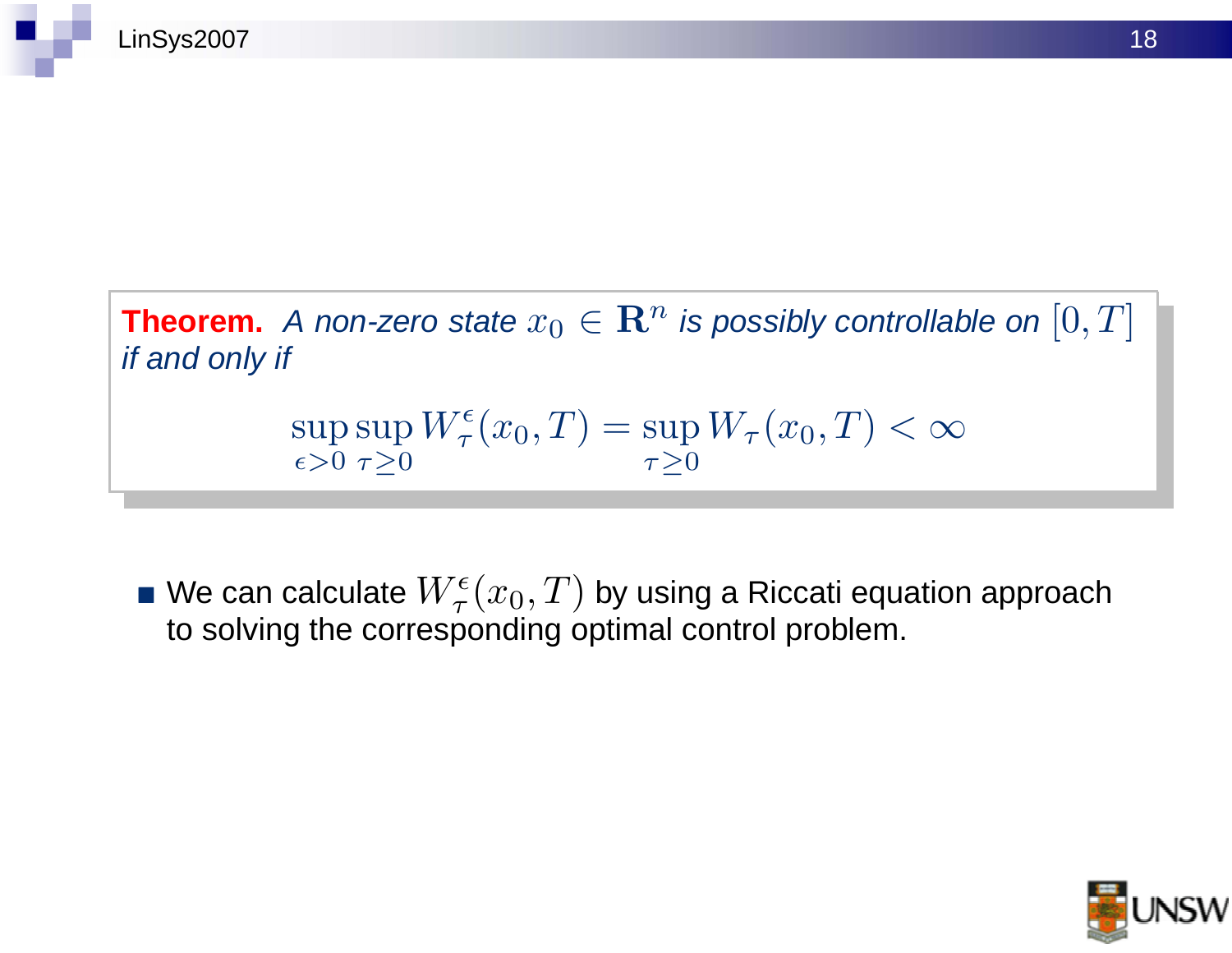**Theorem.** *A non-zero state $x_0 \in \mathbf{R}^n$ is possibly controllable on $[0,T]$ if and only if*

$$\sup_{\epsilon>0} \sup_{\tau \geq 0} W_\tau^\epsilon(x_0,T) = \sup_{\tau \geq 0} W_\tau(x_0,T) < \infty$$

- We can calculate $W_\tau^\epsilon(x_0,T)$ by using a Riccati equation approach to solving the corresponding optimal control problem.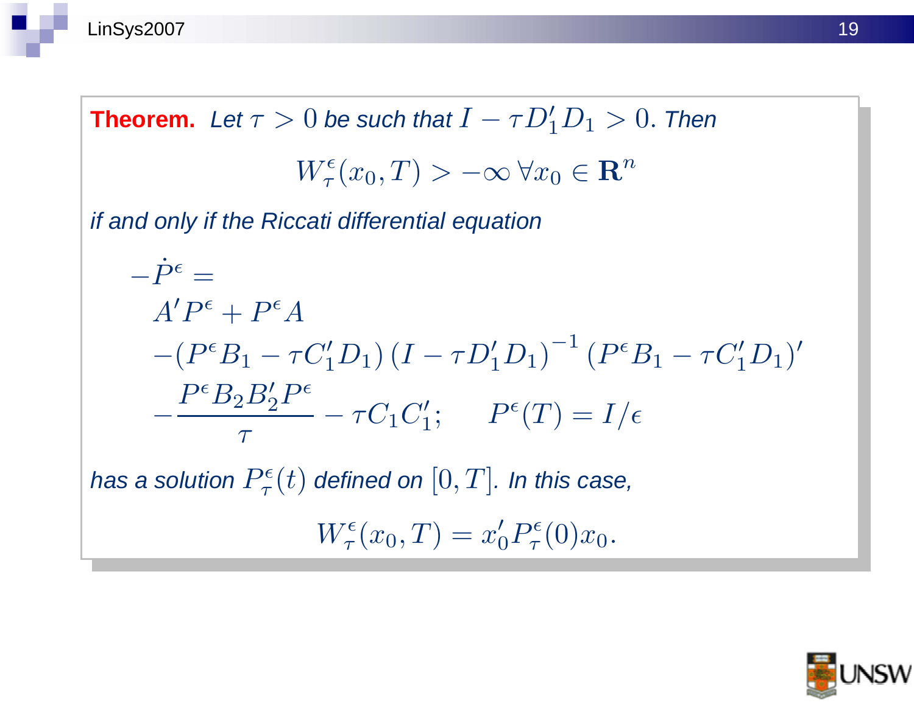**Theorem.** *Let $\tau > 0$ be such that $I - \tau D_1' D_1 > 0$. Then*

$$W_\tau^\epsilon(x_0, T) > -\infty \; \forall x_0 \in \mathbf{R}^n$$

*if and only if the Riccati differential equation*

$$
\begin{aligned}
&-\dot{P}^\epsilon = \\
&\quad A' P^\epsilon + P^\epsilon A \\
&\quad -(P^\epsilon B_1 - \tau C_1' D_1)\left(I - \tau D_1' D_1\right)^{-1}\left(P^\epsilon B_1 - \tau C_1' D_1\right)' \\
&\quad -\frac{P^\epsilon B_2 B_2' P^\epsilon}{\tau} - \tau C_1 C_1'; \qquad P^\epsilon(T) = I/\epsilon
\end{aligned}
$$

*has a solution $P_\tau^\epsilon(t)$ defined on $[0, T]$. In this case,*

$$W_\tau^\epsilon(x_0, T) = x_0' P_\tau^\epsilon(0) x_0.$$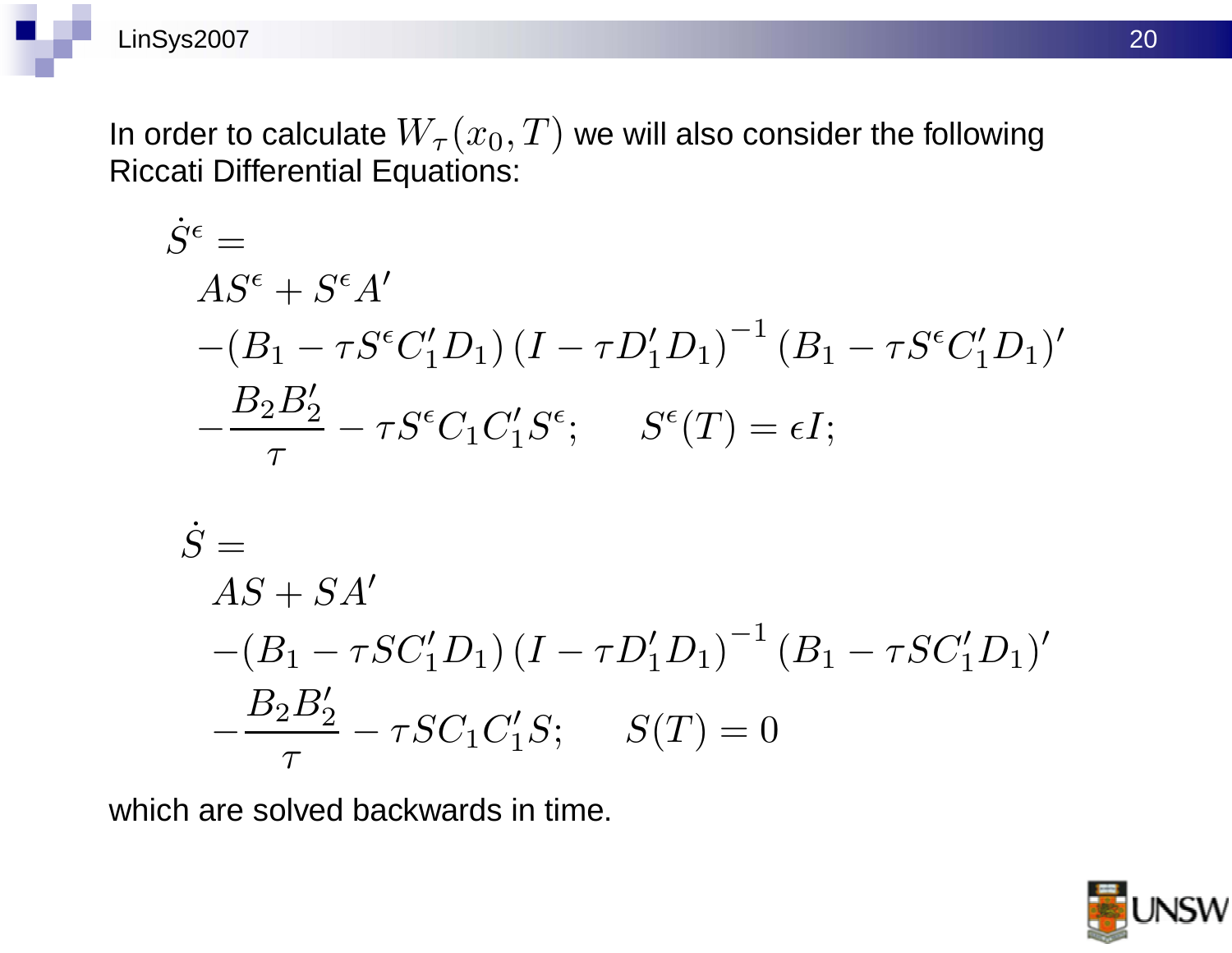In order to calculate $W_\tau(x_0, T)$ we will also consider the following Riccati Differential Equations:

$$
\begin{aligned}
\dot{S}^\epsilon = \\
& AS^\epsilon + S^\epsilon A' \\
& -(B_1 - \tau S^\epsilon C_1' D_1)\left(I - \tau D_1' D_1\right)^{-1}(B_1 - \tau S^\epsilon C_1' D_1)' \\
& -\frac{B_2 B_2'}{\tau} - \tau S^\epsilon C_1 C_1' S^\epsilon; \qquad S^\epsilon(T) = \epsilon I;
\end{aligned}
$$

$$
\begin{aligned}
\dot{S} = \\
& AS + SA' \\
& -(B_1 - \tau S C_1' D_1)\left(I - \tau D_1' D_1\right)^{-1}(B_1 - \tau S C_1' D_1)' \\
& -\frac{B_2 B_2'}{\tau} - \tau S C_1 C_1' S; \qquad S(T) = 0
\end{aligned}
$$

which are solved backwards in time.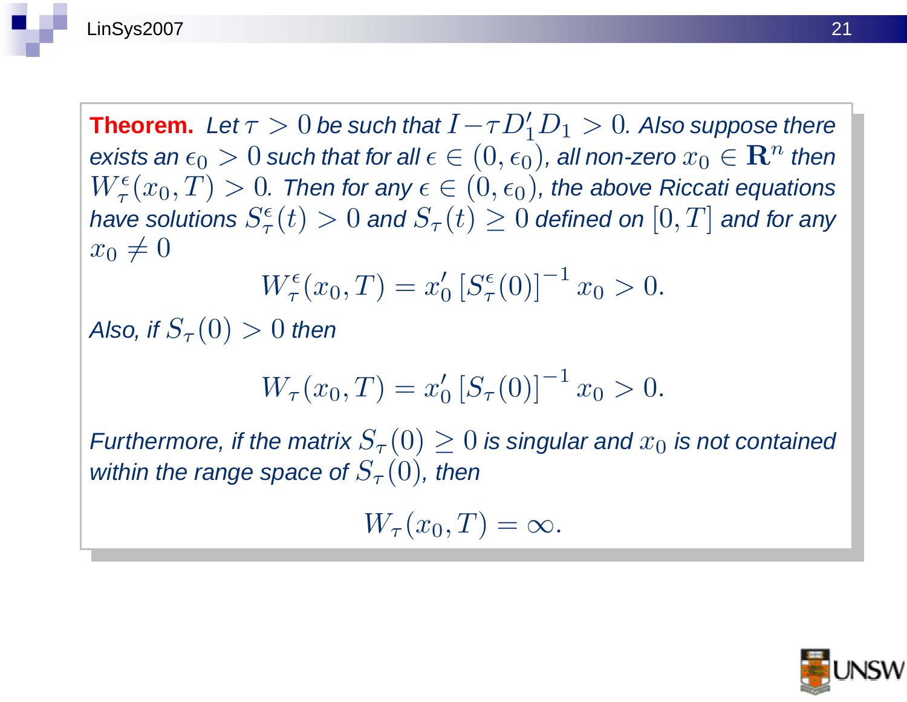**Theorem.** *Let $\tau > 0$ be such that $I - \tau D_1' D_1 > 0$. Also suppose there exists an $\epsilon_0 > 0$ such that for all $\epsilon \in (0, \epsilon_0)$, all non-zero $x_0 \in \mathbf{R}^n$ then $W_\tau^\epsilon(x_0, T) > 0$. Then for any $\epsilon \in (0, \epsilon_0)$, the above Riccati equations have solutions $S_\tau^\epsilon(t) > 0$ and $S_\tau(t) \geq 0$ defined on $[0, T]$ and for any $x_0 \neq 0$*

$$W_\tau^\epsilon(x_0, T) = x_0' \left[S_\tau^\epsilon(0)\right]^{-1} x_0 > 0.$$

*Also, if $S_\tau(0) > 0$ then*

$$W_\tau(x_0, T) = x_0' \left[S_\tau(0)\right]^{-1} x_0 > 0.$$

*Furthermore, if the matrix $S_\tau(0) \geq 0$ is singular and $x_0$ is not contained within the range space of $S_\tau(0)$, then*

$$W_\tau(x_0, T) = \infty.$$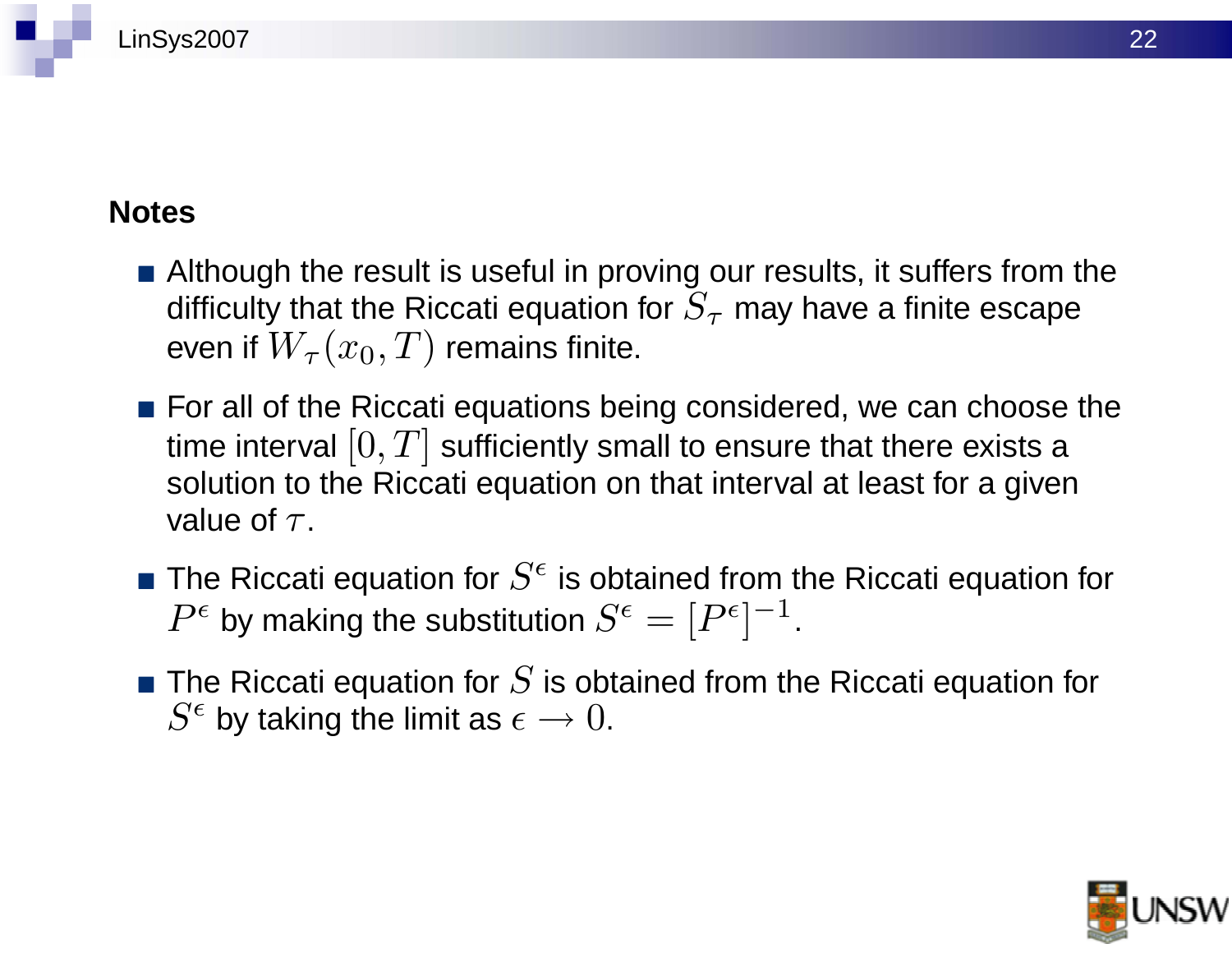## Notes

- Although the result is useful in proving our results, it suffers from the difficulty that the Riccati equation for $S_\tau$ may have a finite escape even if $W_\tau(x_0, T)$ remains finite.
- For all of the Riccati equations being considered, we can choose the time interval $[0, T]$ sufficiently small to ensure that there exists a solution to the Riccati equation on that interval at least for a given value of $\tau$.
- The Riccati equation for $S^\epsilon$ is obtained from the Riccati equation for $P^\epsilon$ by making the substitution $S^\epsilon = [P^\epsilon]^{-1}$.
- The Riccati equation for $S$ is obtained from the Riccati equation for $S^\epsilon$ by taking the limit as $\epsilon \longrightarrow 0$.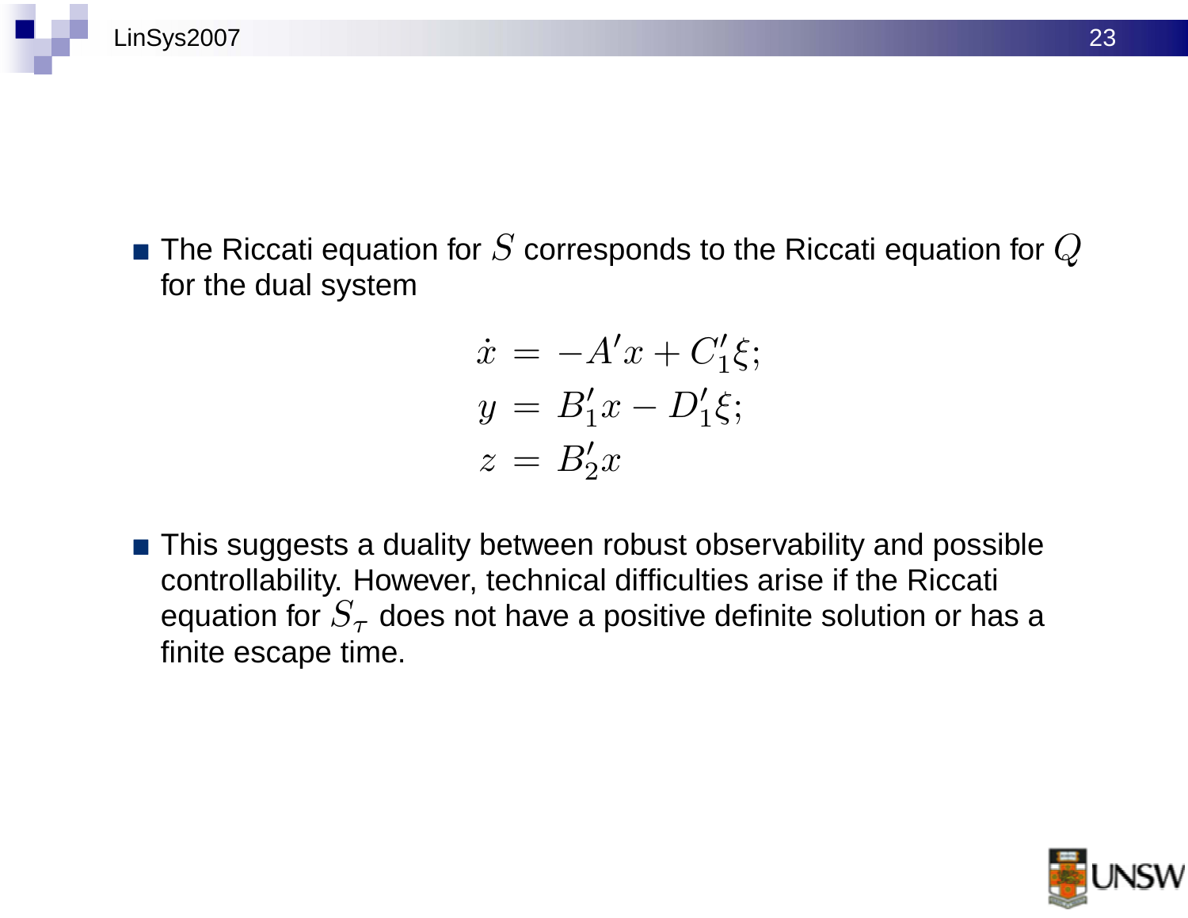- The Riccati equation for $S$ corresponds to the Riccati equation for $Q$ for the dual system

$$
\begin{aligned}
\dot{x} &= -A'x + C_1'\xi; \\
y &= B_1'x - D_1'\xi; \\
z &= B_2'x
\end{aligned}
$$

- This suggests a duality between robust observability and possible controllability. However, technical difficulties arise if the Riccati equation for $S_\tau$ does not have a positive definite solution or has a finite escape time.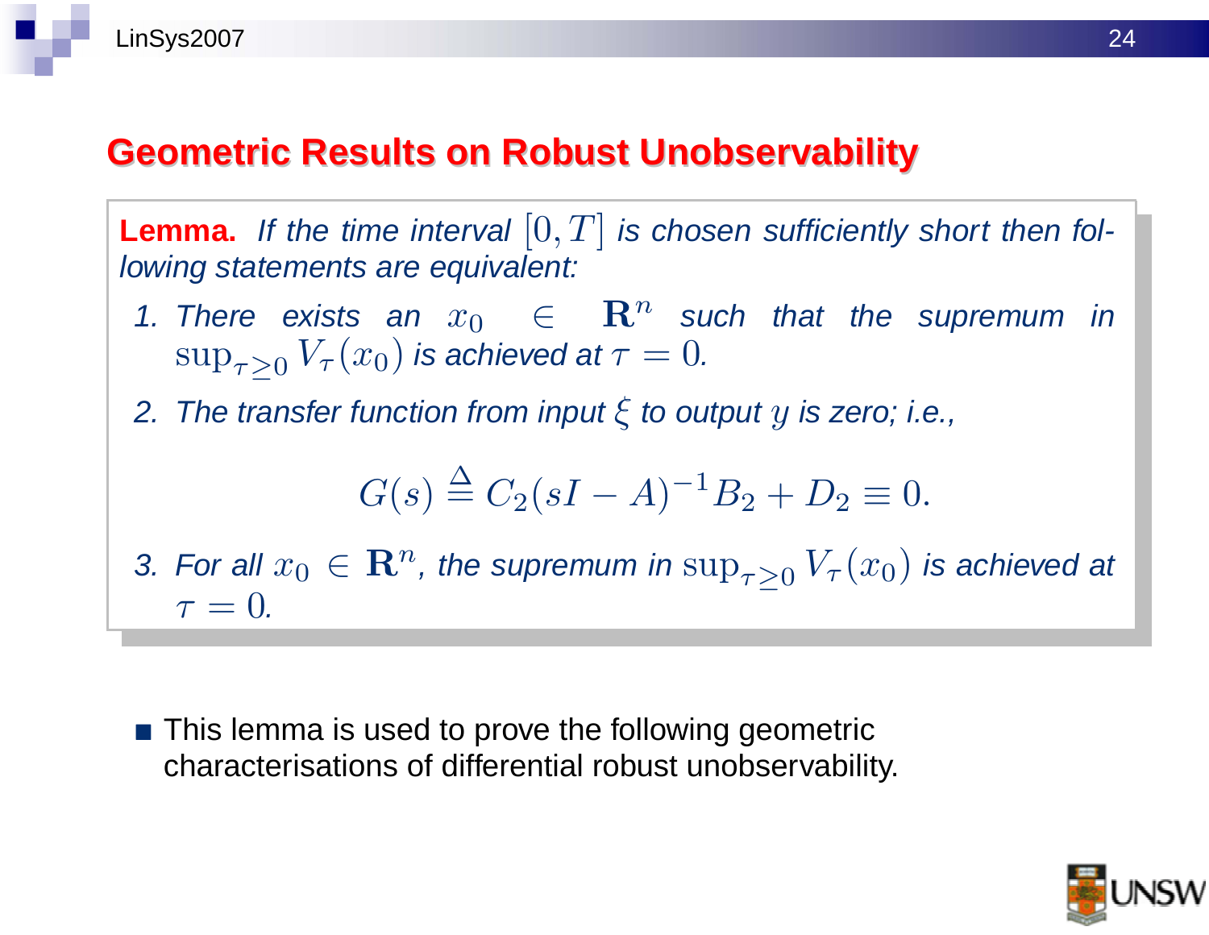## Geometric Results on Robust Unobservability

**Lemma.** *If the time interval $[0, T]$ is chosen sufficiently short then following statements are equivalent:*

1. *There exists an $x_0 \in \mathbf{R}^n$ such that the supremum in $\sup_{\tau \geq 0} V_\tau(x_0)$ is achieved at $\tau = 0$.*
2. *The transfer function from input $\xi$ to output $y$ is zero; i.e.,*

$$G(s) \stackrel{\Delta}{=} C_2(sI - A)^{-1}B_2 + D_2 \equiv 0.$$

3. *For all $x_0 \in \mathbf{R}^n$, the supremum in $\sup_{\tau \geq 0} V_\tau(x_0)$ is achieved at $\tau = 0$.*

- This lemma is used to prove the following geometric characterisations of differential robust unobservability.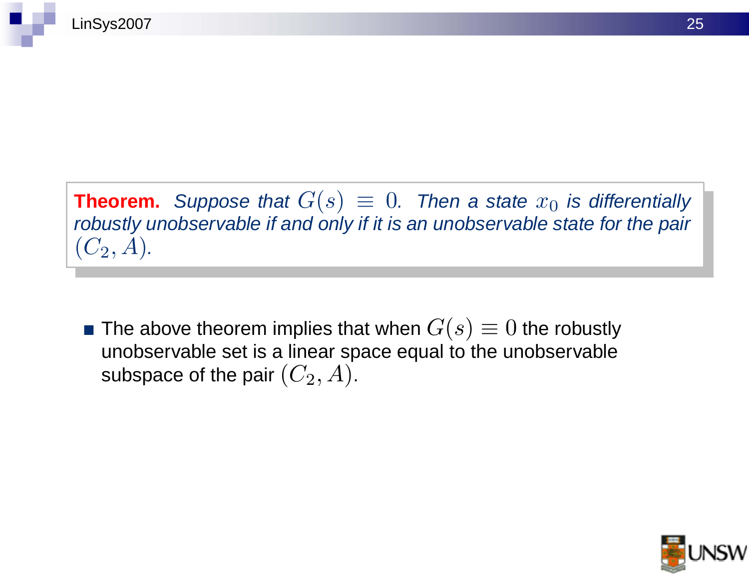**Theorem.** *Suppose that $G(s) \equiv 0$. Then a state $x_0$ is differentially robustly unobservable if and only if it is an unobservable state for the pair $(C_2, A)$.*

- The above theorem implies that when $G(s) \equiv 0$ the robustly unobservable set is a linear space equal to the unobservable subspace of the pair $(C_2, A)$.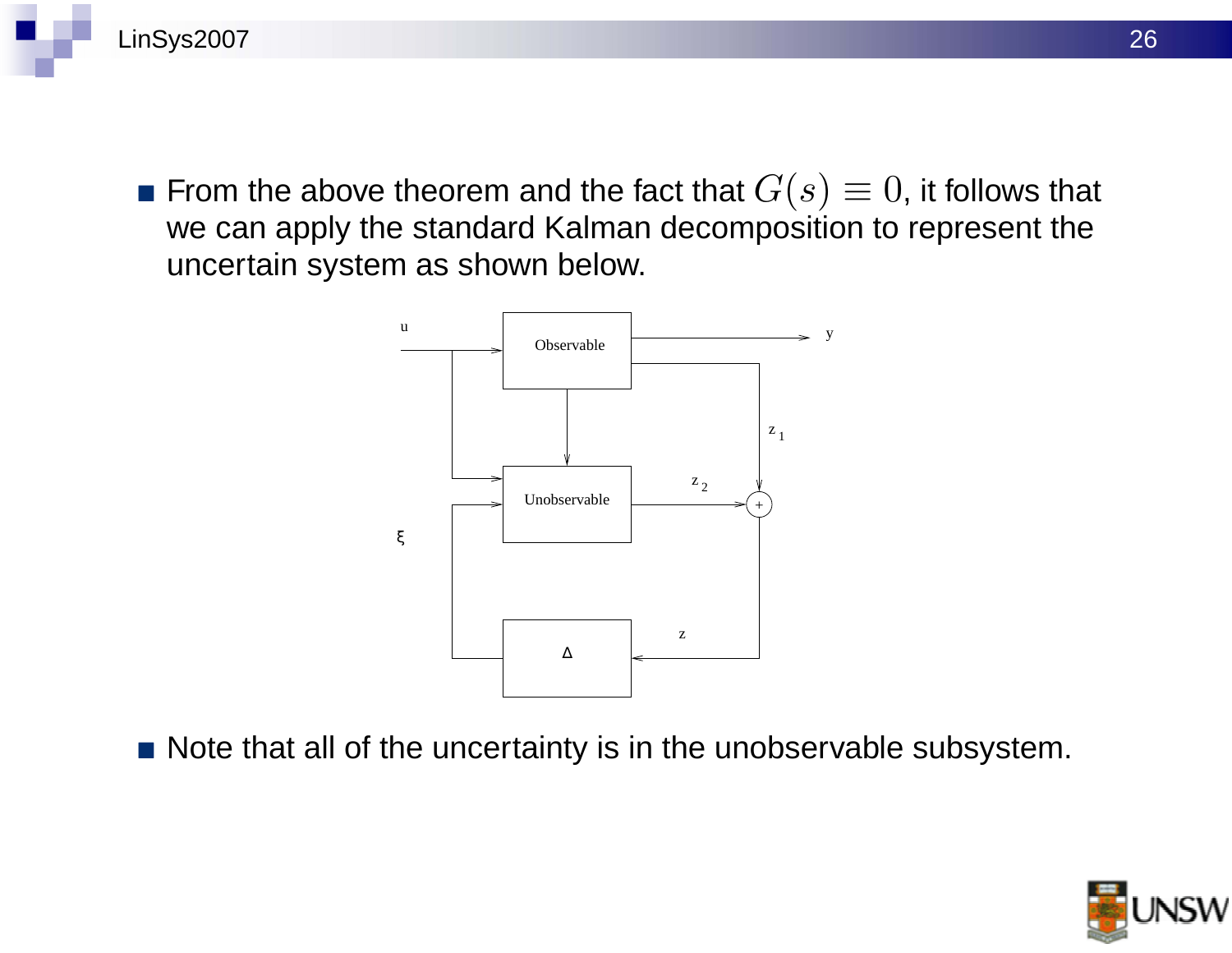- From the above theorem and the fact that $G(s) \equiv 0$, it follows that we can apply the standard Kalman decomposition to represent the uncertain system as shown below.

u

Observable

y

$z_1$

$z_2$

Unobservable

+

$\xi$

$\Delta$

z

- Note that all of the uncertainty is in the unobservable subsystem.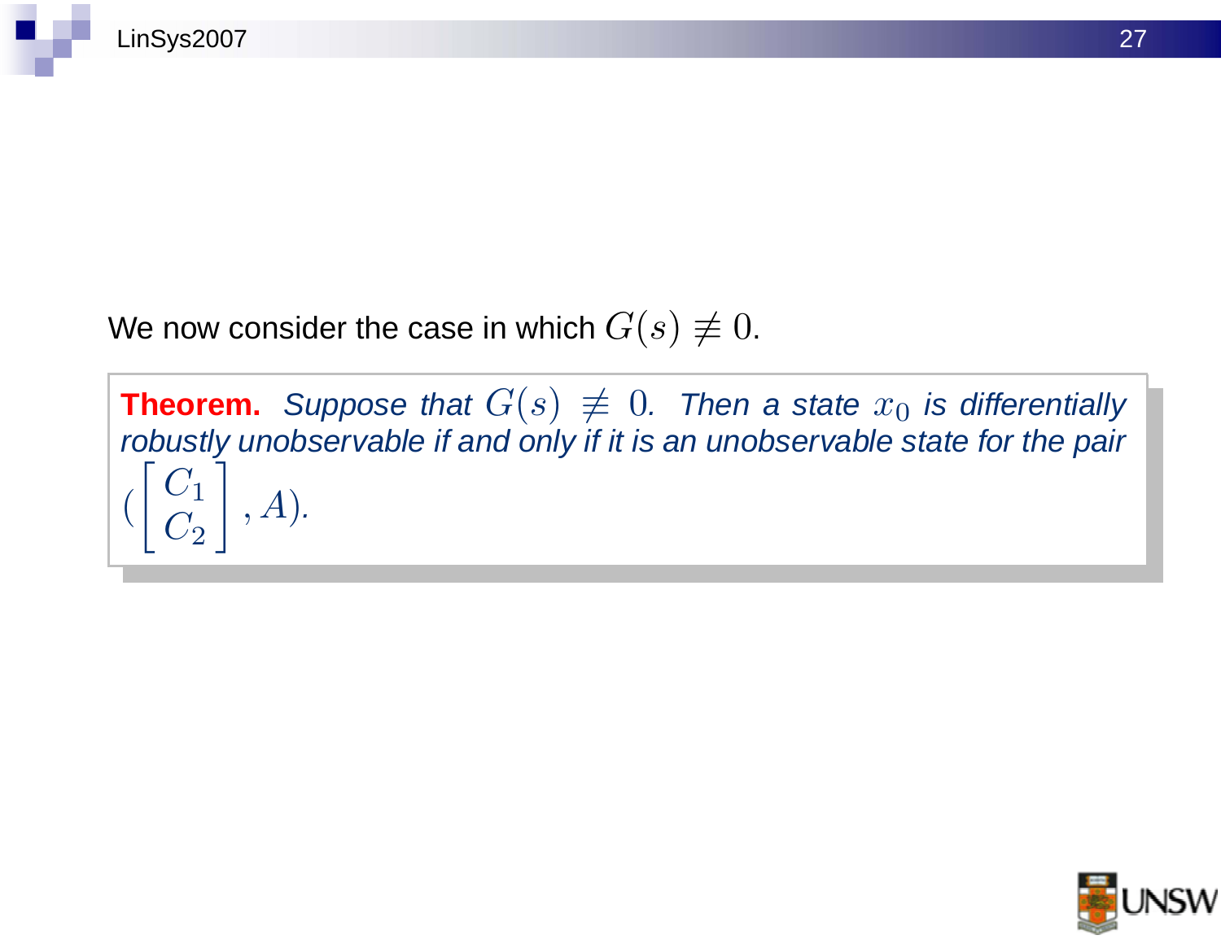We now consider the case in which $G(s) \not\equiv 0$.

**Theorem.** *Suppose that $G(s) \not\equiv 0$. Then a state $x_0$ is differentially robustly unobservable if and only if it is an unobservable state for the pair $\left(\begin{bmatrix} C_1 \\ C_2 \end{bmatrix}, A\right)$.*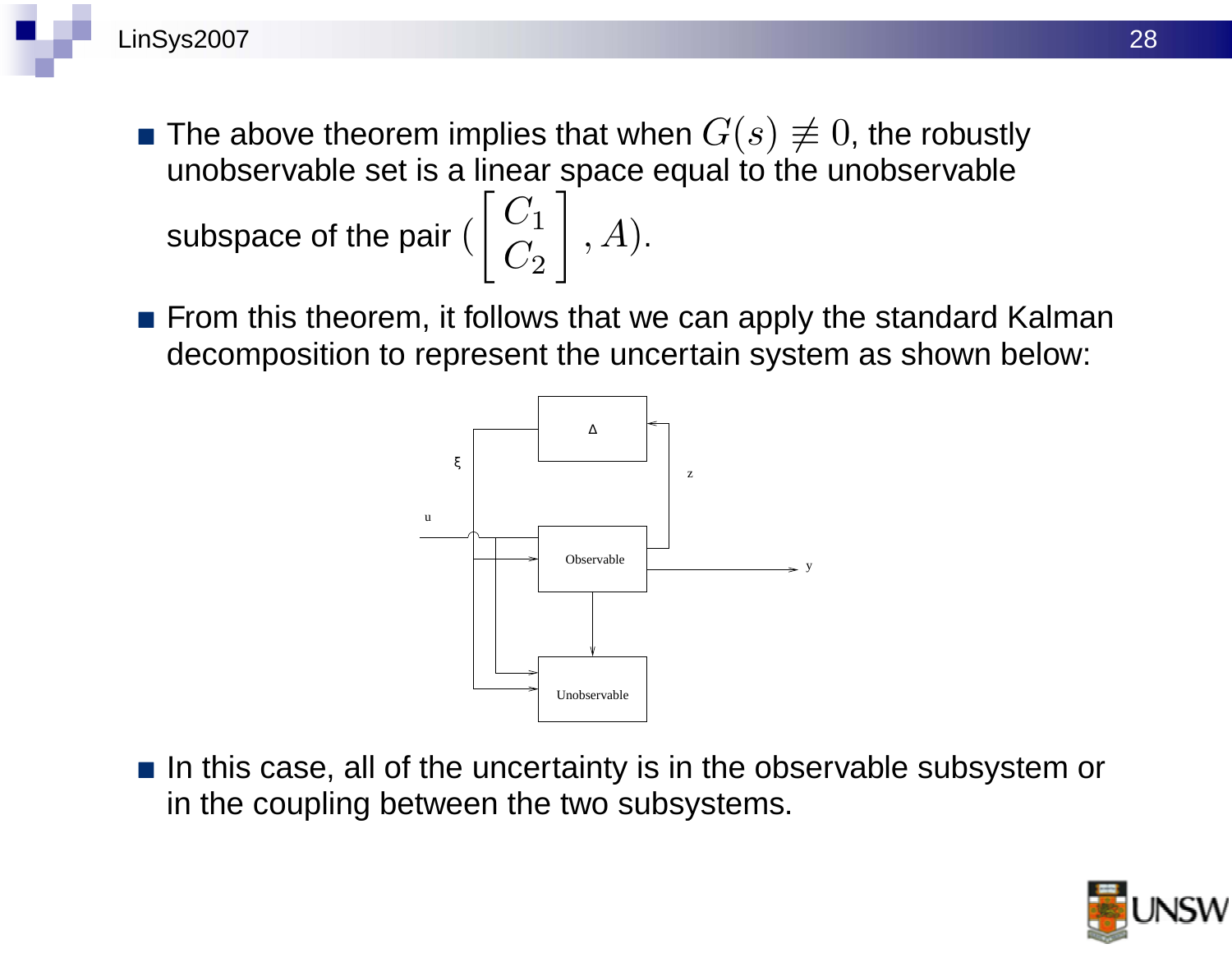- The above theorem implies that when $G(s) \not\equiv 0$, the robustly unobservable set is a linear space equal to the unobservable subspace of the pair $\left(\begin{bmatrix} C_1 \\ C_2 \end{bmatrix}, A\right)$.
- From this theorem, it follows that we can apply the standard Kalman decomposition to represent the uncertain system as shown below:

Δ

ξ

z

u

Observable

y

Unobservable

- In this case, all of the uncertainty is in the observable subsystem or in the coupling between the two subsystems.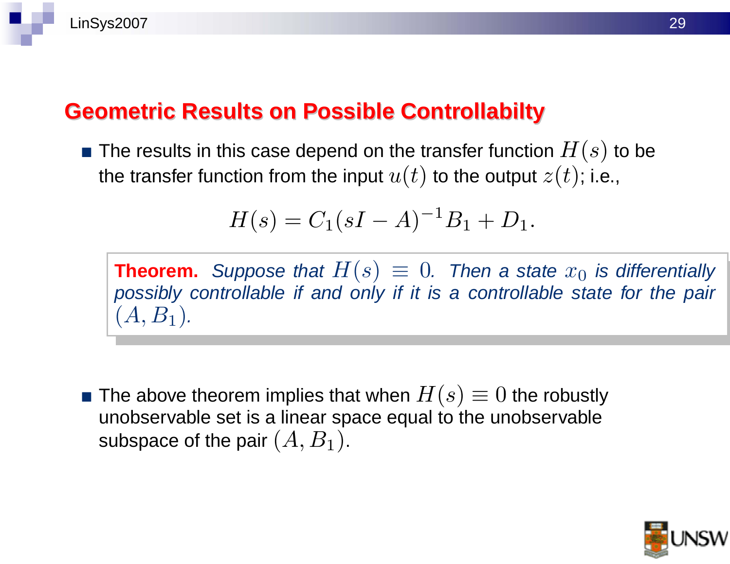# Geometric Results on Possible Controllabilty

- The results in this case depend on the transfer function $H(s)$ to be the transfer function from the input $u(t)$ to the output $z(t)$; i.e.,

$$H(s) = C_1(sI - A)^{-1}B_1 + D_1.$$

> **Theorem.** *Suppose that $H(s) \equiv 0$. Then a state $x_0$ is differentially possibly controllable if and only if it is a controllable state for the pair $(A, B_1)$.*

- The above theorem implies that when $H(s) \equiv 0$ the robustly unobservable set is a linear space equal to the unobservable subspace of the pair $(A, B_1)$.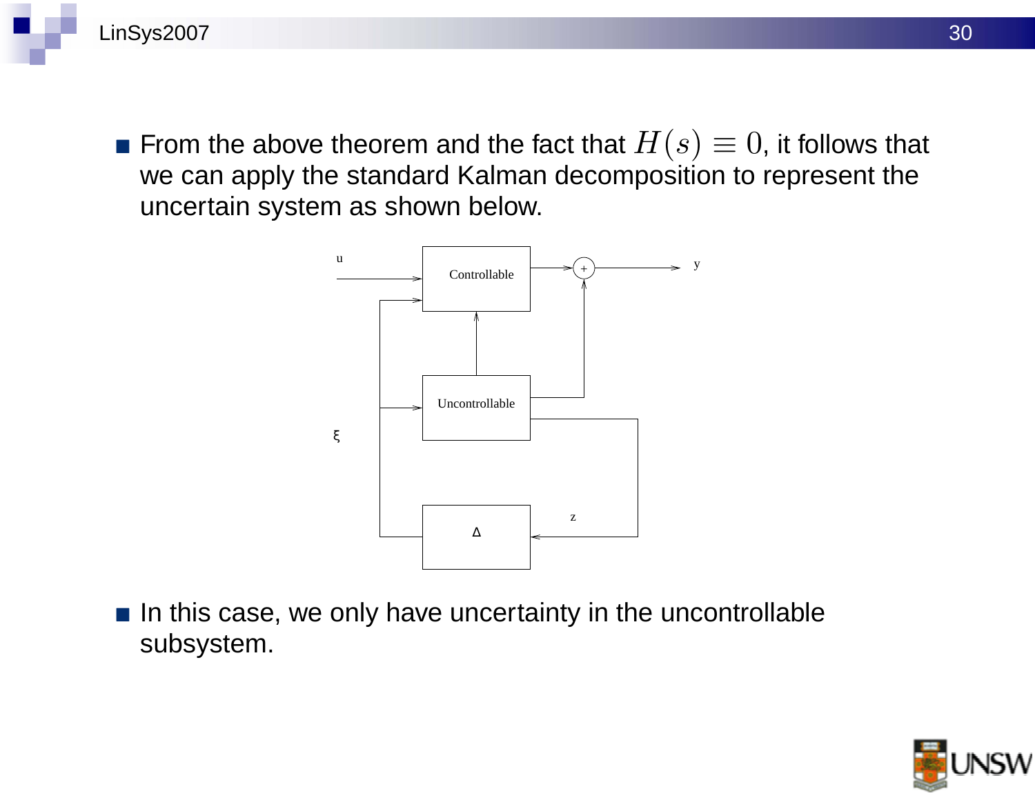- From the above theorem and the fact that $H(s) \equiv 0$, it follows that we can apply the standard Kalman decomposition to represent the uncertain system as shown below.

u

Controllable

y

Uncontrollable

ξ

z

Δ

- In this case, we only have uncertainty in the uncontrollable subsystem.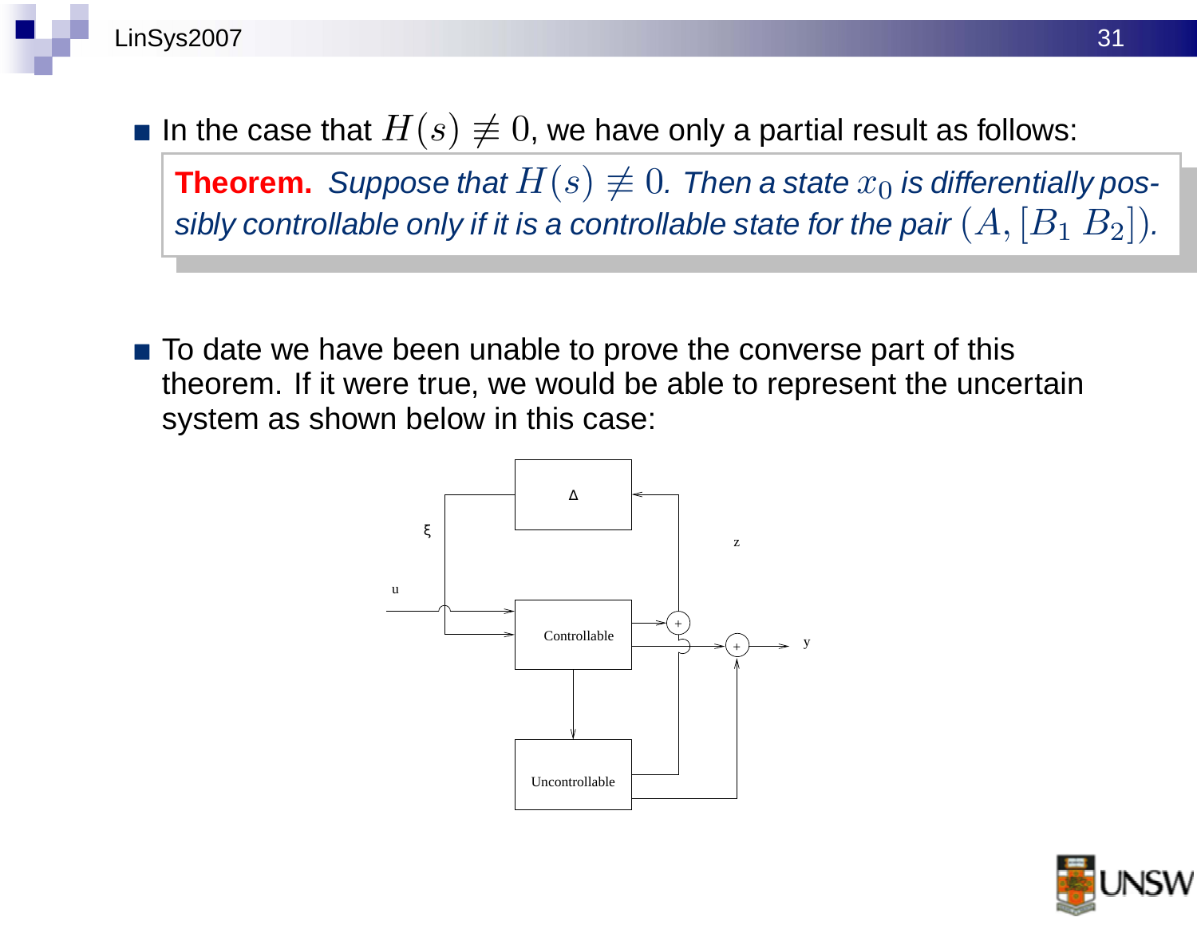- In the case that $H(s) \not\equiv 0$, we have only a partial result as follows:

**Theorem.** *Suppose that $H(s) \not\equiv 0$. Then a state $x_0$ is differentially possibly controllable only if it is a controllable state for the pair $(A, [B_1\ B_2])$.*

- To date we have been unable to prove the converse part of this theorem. If it were true, we would be able to represent the uncertain system as shown below in this case:

Δ

ξ

z

u

Controllable

+

+

y

Uncontrollable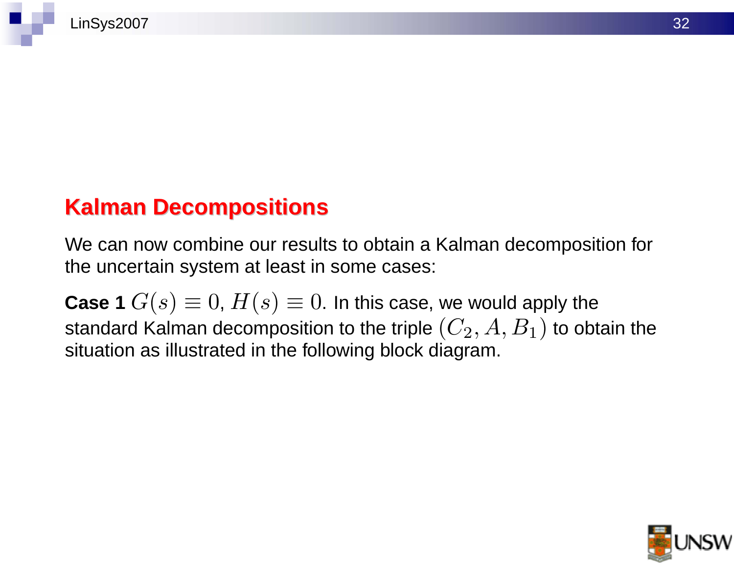## Kalman Decompositions

We can now combine our results to obtain a Kalman decomposition for the uncertain system at least in some cases:

**Case 1** $G(s) \equiv 0$, $H(s) \equiv 0$. In this case, we would apply the standard Kalman decomposition to the triple $(C_2, A, B_1)$ to obtain the situation as illustrated in the following block diagram.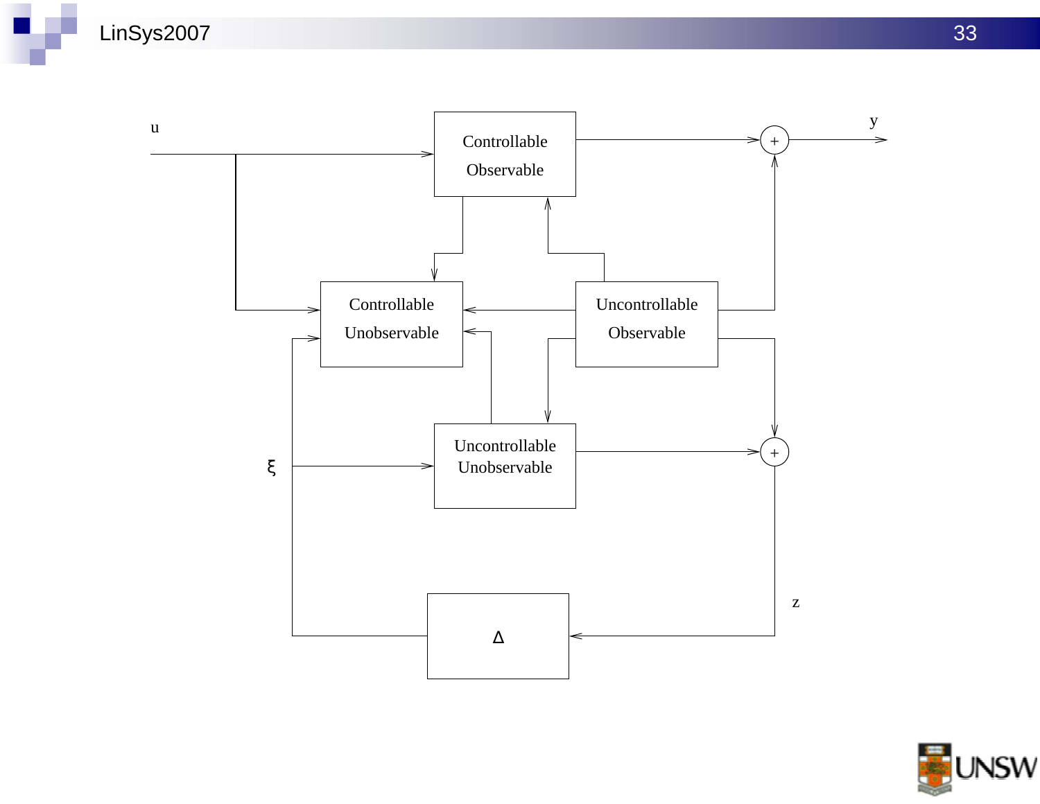u

y

Controllable
Observable

Controllable
Unobservable

Uncontrollable
Observable

Uncontrollable
Unobservable

$\xi$

z

$\Delta$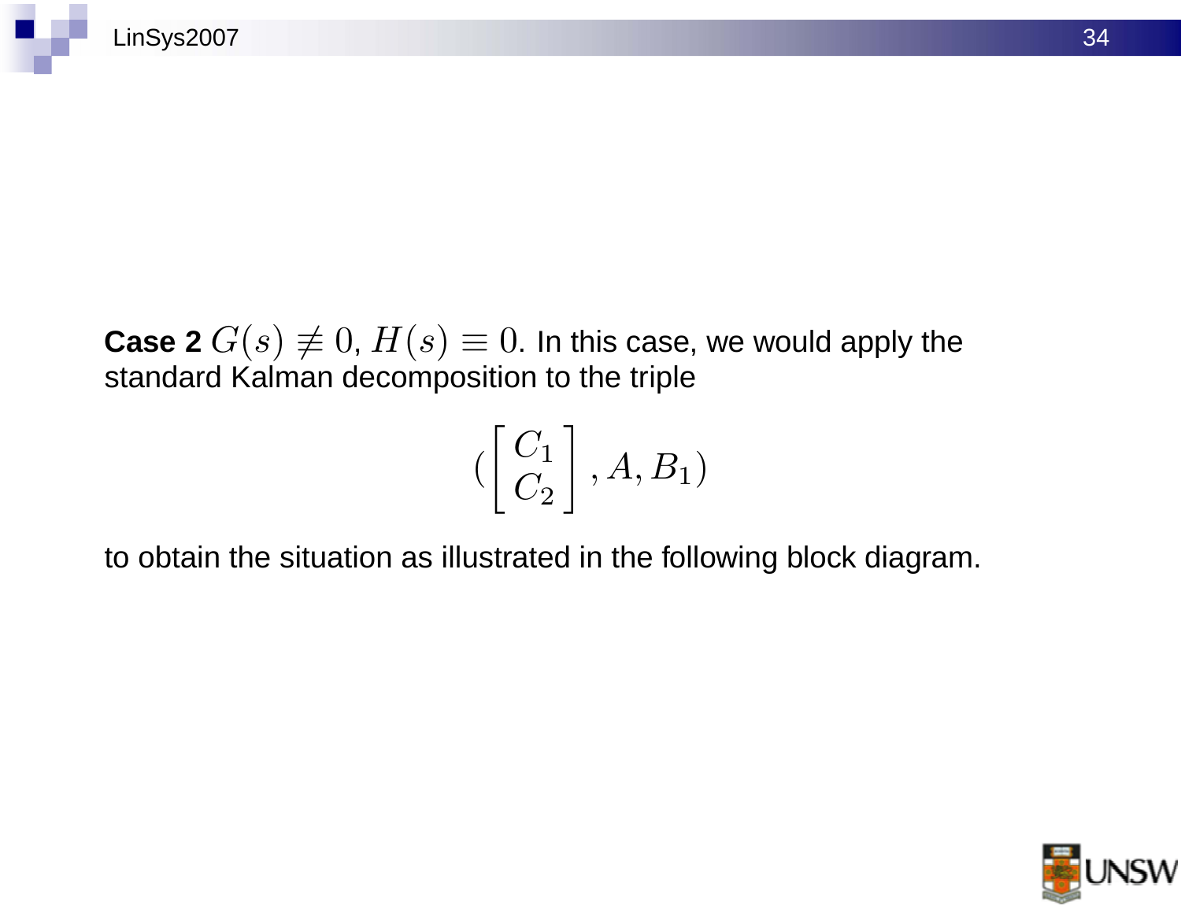**Case 2** $G(s) \not\equiv 0$, $H(s) \equiv 0$. In this case, we would apply the standard Kalman decomposition to the triple

$$\left( \begin{bmatrix} C_1 \\ C_2 \end{bmatrix}, A, B_1 \right)$$

to obtain the situation as illustrated in the following block diagram.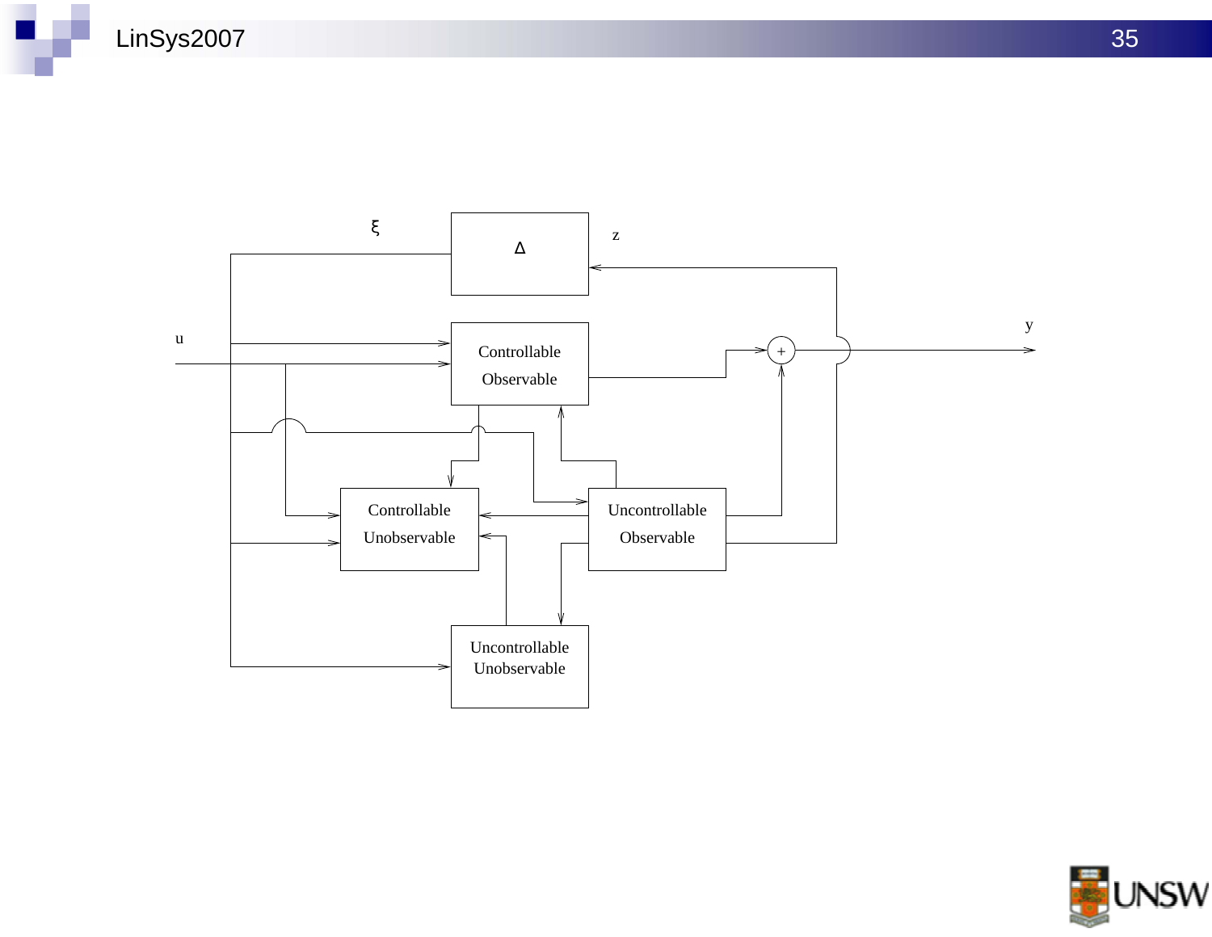ξ

Δ

z

u

y

Controllable
Observable

+

Controllable
Unobservable

Uncontrollable
Observable

Uncontrollable
Unobservable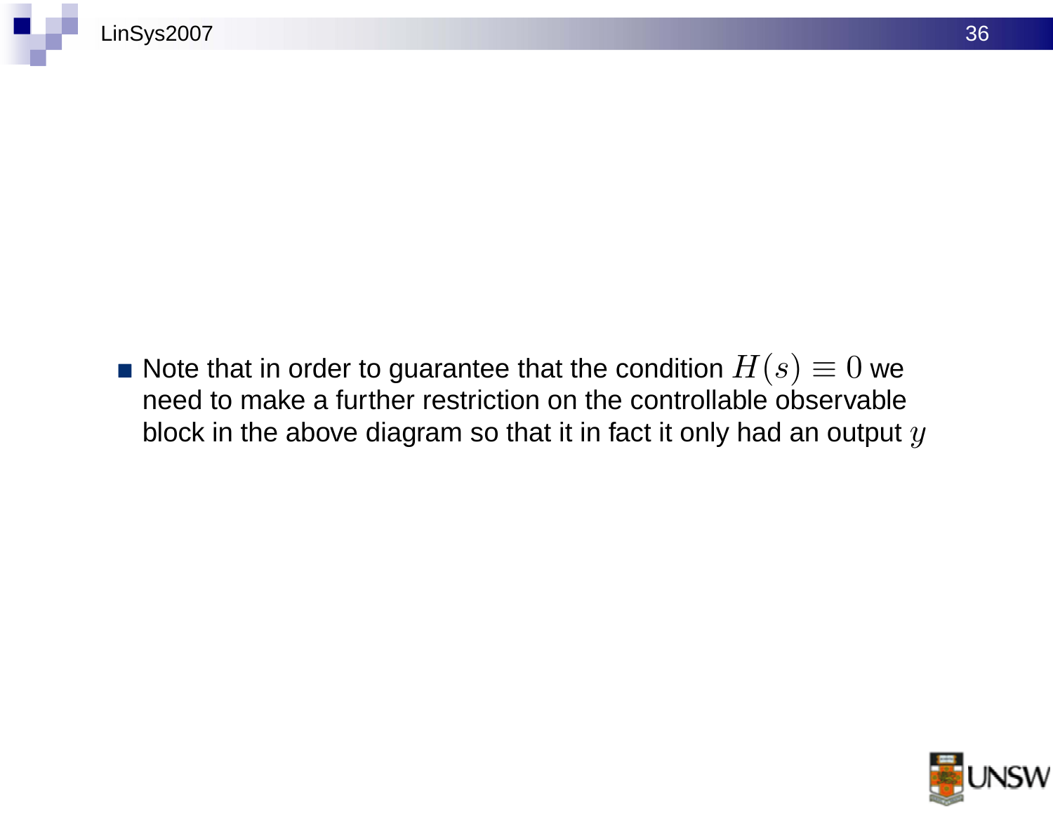- Note that in order to guarantee that the condition $H(s) \equiv 0$ we need to make a further restriction on the controllable observable block in the above diagram so that it in fact it only had an output $y$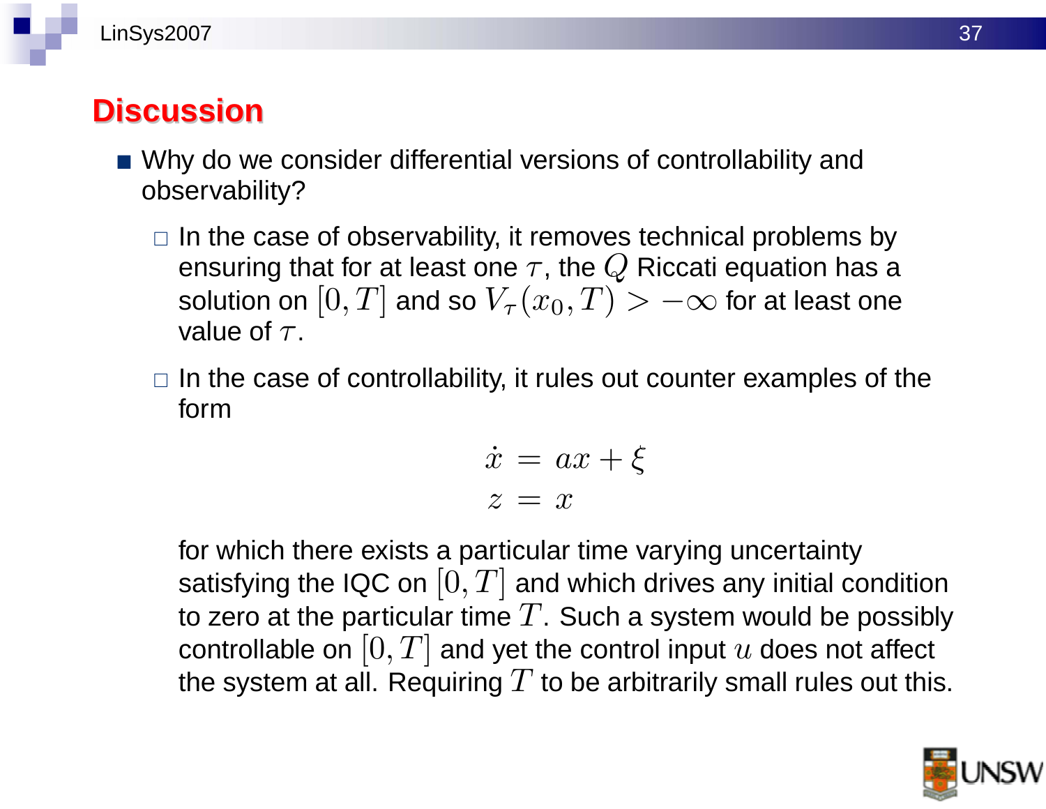## Discussion

- Why do we consider differential versions of controllability and observability?
  - In the case of observability, it removes technical problems by ensuring that for at least one $\tau$, the $Q$ Riccati equation has a solution on $[0, T]$ and so $V_\tau(x_0, T) > -\infty$ for at least one value of $\tau$.
  - In the case of controllability, it rules out counter examples of the form

    $$\begin{aligned} \dot{x} &= ax + \xi \\ z &= x \end{aligned}$$

    for which there exists a particular time varying uncertainty satisfying the IQC on $[0, T]$ and which drives any initial condition to zero at the particular time $T$. Such a system would be possibly controllable on $[0, T]$ and yet the control input $u$ does not affect the system at all. Requiring $T$ to be arbitrarily small rules out this.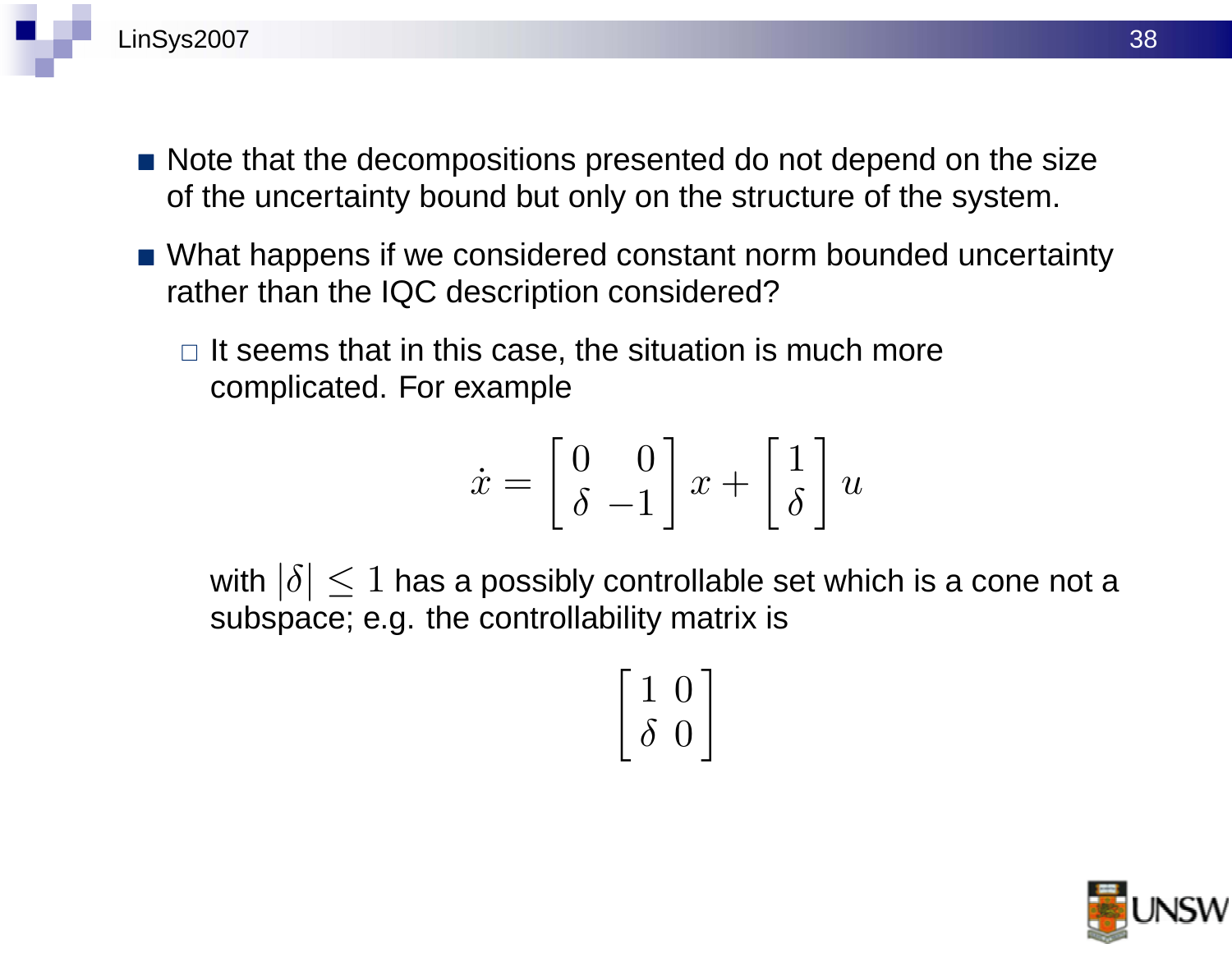- Note that the decompositions presented do not depend on the size of the uncertainty bound but only on the structure of the system.
- What happens if we considered constant norm bounded uncertainty rather than the IQC description considered?
  - It seems that in this case, the situation is much more complicated. For example

$$\dot{x} = \begin{bmatrix} 0 & 0 \\ \delta & -1 \end{bmatrix} x + \begin{bmatrix} 1 \\ \delta \end{bmatrix} u$$

with $|\delta| \leq 1$ has a possibly controllable set which is a cone not a subspace; e.g. the controllability matrix is

$$\begin{bmatrix} 1 & 0 \\ \delta & 0 \end{bmatrix}$$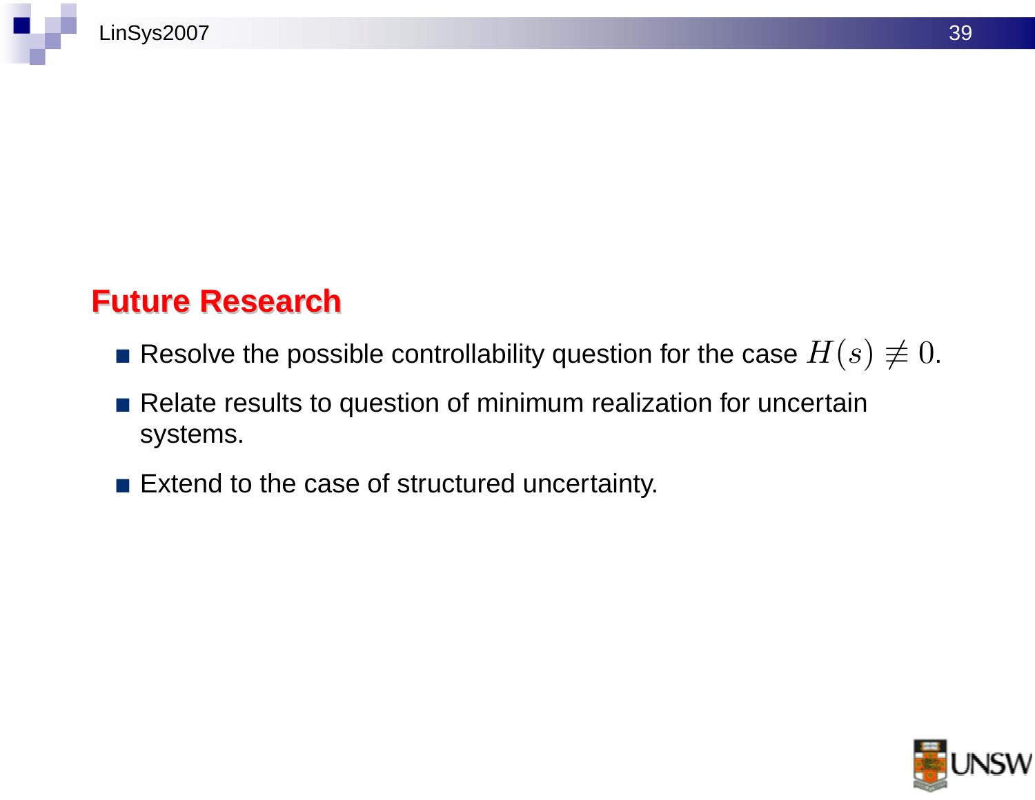## Future Research

- Resolve the possible controllability question for the case $H(s) \not\equiv 0$.
- Relate results to question of minimum realization for uncertain systems.
- Extend to the case of structured uncertainty.